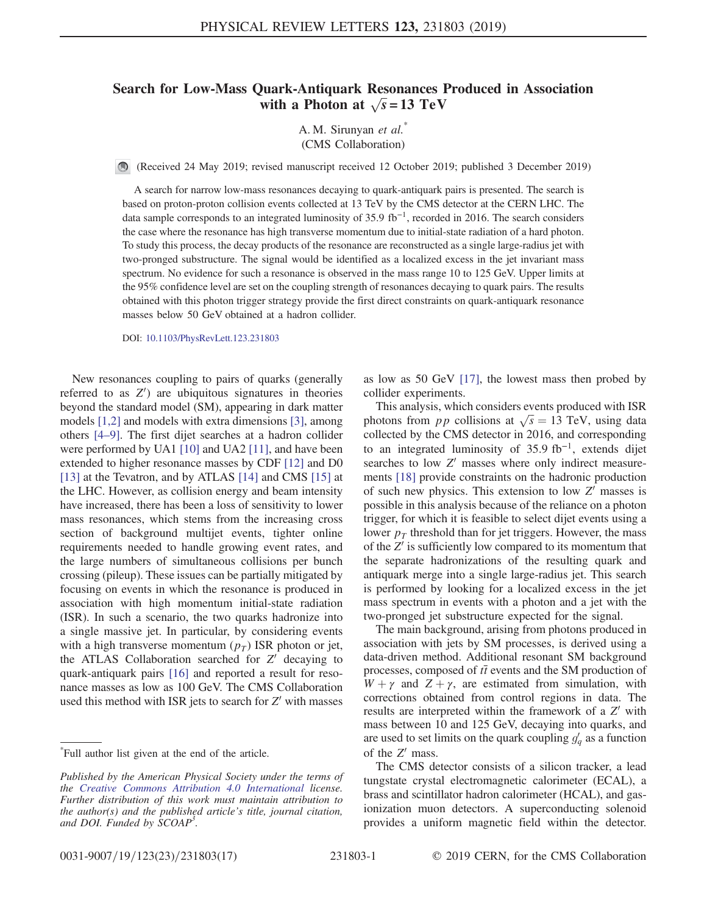# Search for Low-Mass Quark-Antiquark Resonances Produced in Association with a Photon at $\sqrt{s} = 13$ TeV

A. M. Sirunyan *et al.**

(CMS Collaboration)

(Received 24 May 2019; revised manuscript received 12 October 2019; published 3 December 2019)

A search for narrow low-mass resonances decaying to quark-antiquark pairs is presented. The search is based on proton-proton collision events collected at 13 TeV by the CMS detector at the CERN LHC. The data sample corresponds to an integrated luminosity of 35.9 $\text{fb}^{-1}$, recorded in 2016. The search considers the case where the resonance has high transverse momentum due to initial-state radiation of a hard photon. To study this process, the decay products of the resonance are reconstructed as a single large-radius jet with two-pronged substructure. The signal would be identified as a localized excess in the jet invariant mass spectrum. No evidence for such a resonance is observed in the mass range 10 to 125 GeV. Upper limits at the 95% confidence level are set on the coupling strength of resonances decaying to quark pairs. The results obtained with this photon trigger strategy provide the first direct constraints on quark-antiquark resonance masses below 50 GeV obtained at a hadron collider.

DOI: 10.1103/PhysRevLett.123.231803

New resonances coupling to pairs of quarks (generally referred to as $Z'$) are ubiquitous signatures in theories beyond the standard model (SM), appearing in dark matter models [1,2] and models with extra dimensions [3], among others [4–9]. The first dijet searches at a hadron collider were performed by UA1 [10] and UA2 [11], and have been extended to higher resonance masses by CDF [12] and D0 [13] at the Tevatron, and by ATLAS [14] and CMS [15] at the LHC. However, as collision energy and beam intensity have increased, there has been a loss of sensitivity to lower mass resonances, which stems from the increasing cross section of background multijet events, tighter online requirements needed to handle growing event rates, and the large numbers of simultaneous collisions per bunch crossing (pileup). These issues can be partially mitigated by focusing on events in which the resonance is produced in association with high momentum initial-state radiation (ISR). In such a scenario, the two quarks hadronize into a single massive jet. In particular, by considering events with a high transverse momentum ($p_T$) ISR photon or jet, the ATLAS Collaboration searched for $Z'$ decaying to quark-antiquark pairs [16] and reported a result for resonance masses as low as 100 GeV. The CMS Collaboration used this method with ISR jets to search for $Z'$ with masses as low as 50 GeV [17], the lowest mass then probed by collider experiments.

This analysis, which considers events produced with ISR photons from $pp$ collisions at $\sqrt{s} = 13$ TeV, using data collected by the CMS detector in 2016, and corresponding to an integrated luminosity of 35.9 $\text{fb}^{-1}$, extends dijet searches to low $Z'$ masses where only indirect measurements [18] provide constraints on the hadronic production of such new physics. This extension to low $Z'$ masses is possible in this analysis because of the reliance on a photon trigger, for which it is feasible to select dijet events using a lower $p_T$ threshold than for jet triggers. However, the mass of the $Z'$ is sufficiently low compared to its momentum that the separate hadronizations of the resulting quark and antiquark merge into a single large-radius jet. This search is performed by looking for a localized excess in the jet mass spectrum in events with a photon and a jet with the two-pronged jet substructure expected for the signal.

The main background, arising from photons produced in association with jets by SM processes, is derived using a data-driven method. Additional resonant SM background processes, composed of $t\bar{t}$ events and the SM production of $W + \gamma$ and $Z + \gamma$, are estimated from simulation, with corrections obtained from control regions in data. The results are interpreted within the framework of a $Z'$ with mass between 10 and 125 GeV, decaying into quarks, and are used to set limits on the quark coupling $g'_q$ as a function of the $Z'$ mass.

The CMS detector consists of a silicon tracker, a lead tungstate crystal electromagnetic calorimeter (ECAL), a brass and scintillator hadron calorimeter (HCAL), and gas-ionization muon detectors. A superconducting solenoid provides a uniform magnetic field within the detector.

*Full author list given at the end of the article.

*Published by the American Physical Society under the terms of the Creative Commons Attribution 4.0 International license. Further distribution of this work must maintain attribution to the author(s) and the published article's title, journal citation, and DOI. Funded by SCOAP[3].*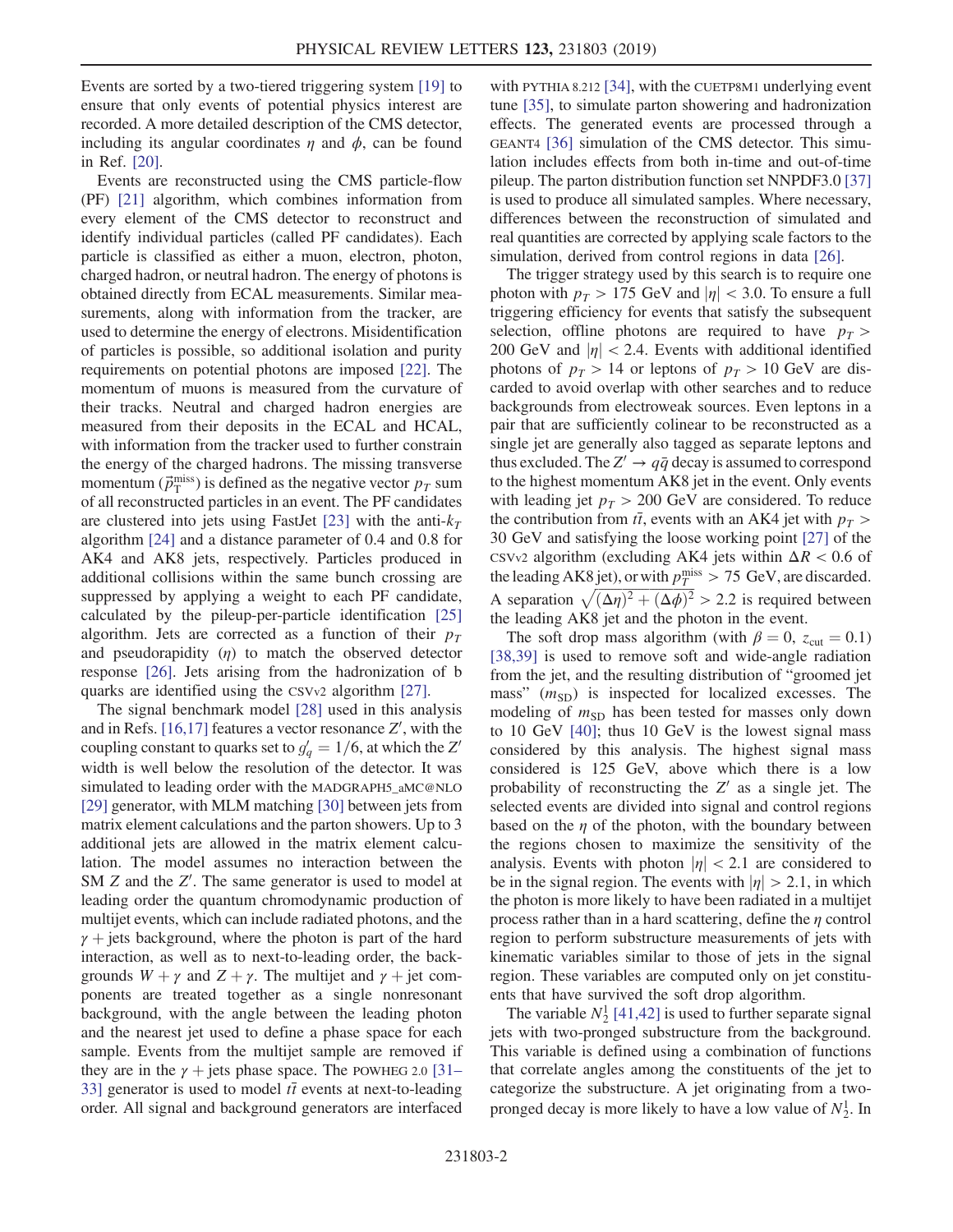Events are sorted by a two-tiered triggering system [19] to ensure that only events of potential physics interest are recorded. A more detailed description of the CMS detector, including its angular coordinates $\eta$ and $\phi$, can be found in Ref. [20].

Events are reconstructed using the CMS particle-flow (PF) [21] algorithm, which combines information from every element of the CMS detector to reconstruct and identify individual particles (called PF candidates). Each particle is classified as either a muon, electron, photon, charged hadron, or neutral hadron. The energy of photons is obtained directly from ECAL measurements. Similar measurements, along with information from the tracker, are used to determine the energy of electrons. Misidentification of particles is possible, so additional isolation and purity requirements on potential photons are imposed [22]. The momentum of muons is measured from the curvature of their tracks. Neutral and charged hadron energies are measured from their deposits in the ECAL and HCAL, with information from the tracker used to further constrain the energy of the charged hadrons. The missing transverse momentum ($\vec{p}_{\mathrm{T}}^{\mathrm{miss}}$) is defined as the negative vector $p_T$ sum of all reconstructed particles in an event. The PF candidates are clustered into jets using FastJet [23] with the anti-$k_T$ algorithm [24] and a distance parameter of 0.4 and 0.8 for AK4 and AK8 jets, respectively. Particles produced in additional collisions within the same bunch crossing are suppressed by applying a weight to each PF candidate, calculated by the pileup-per-particle identification [25] algorithm. Jets are corrected as a function of their $p_T$ and pseudorapidity ($\eta$) to match the observed detector response [26]. Jets arising from the hadronization of b quarks are identified using the CSVv2 algorithm [27].

The signal benchmark model [28] used in this analysis and in Refs. [16,17] features a vector resonance $Z'$, with the coupling constant to quarks set to $g_q' = 1/6$, at which the $Z'$ width is well below the resolution of the detector. It was simulated to leading order with the MADGRAPH5_aMC@NLO [29] generator, with MLM matching [30] between jets from matrix element calculations and the parton showers. Up to 3 additional jets are allowed in the matrix element calculation. The model assumes no interaction between the SM $Z$ and the $Z'$. The same generator is used to model at leading order the quantum chromodynamic production of multijet events, which can include radiated photons, and the $\gamma + \text{jets}$ background, where the photon is part of the hard interaction, as well as to next-to-leading order, the backgrounds $W + \gamma$ and $Z + \gamma$. The multijet and $\gamma + \text{jet}$ components are treated together as a single nonresonant background, with the angle between the leading photon and the nearest jet used to define a phase space for each sample. Events from the multijet sample are removed if they are in the $\gamma + \text{jets}$ phase space. The POWHEG 2.0 [31–33] generator is used to model $t\bar{t}$ events at next-to-leading order. All signal and background generators are interfaced with PYTHIA 8.212 [34], with the CUETP8M1 underlying event tune [35], to simulate parton showering and hadronization effects. The generated events are processed through a GEANT4 [36] simulation of the CMS detector. This simulation includes effects from both in-time and out-of-time pileup. The parton distribution function set NNPDF3.0 [37] is used to produce all simulated samples. Where necessary, differences between the reconstruction of simulated and real quantities are corrected by applying scale factors to the simulation, derived from control regions in data [26].

The trigger strategy used by this search is to require one photon with $p_T > 175$ GeV and $|\eta| < 3.0$. To ensure a full triggering efficiency for events that satisfy the subsequent selection, offline photons are required to have $p_T > 200$ GeV and $|\eta| < 2.4$. Events with additional identified photons of $p_T > 14$ or leptons of $p_T > 10$ GeV are discarded to avoid overlap with other searches and to reduce backgrounds from electroweak sources. Even leptons in a pair that are sufficiently colinear to be reconstructed as a single jet are generally also tagged as separate leptons and thus excluded. The $Z' \to q\bar{q}$ decay is assumed to correspond to the highest momentum AK8 jet in the event. Only events with leading jet $p_T > 200$ GeV are considered. To reduce the contribution from $t\bar{t}$, events with an AK4 jet with $p_T > 30$ GeV and satisfying the loose working point [27] of the CSVv2 algorithm (excluding AK4 jets within $\Delta R < 0.6$ of the leading AK8 jet), or with $p_T^{\mathrm{miss}} > 75$ GeV, are discarded. A separation $\sqrt{(\Delta\eta)^2 + (\Delta\phi)^2} > 2.2$ is required between the leading AK8 jet and the photon in the event.

The soft drop mass algorithm (with $\beta = 0$, $z_{\mathrm{cut}} = 0.1$) [38,39] is used to remove soft and wide-angle radiation from the jet, and the resulting distribution of "groomed jet mass" ($m_{\mathrm{SD}}$) is inspected for localized excesses. The modeling of $m_{\mathrm{SD}}$ has been tested for masses only down to 10 GeV [40]; thus 10 GeV is the lowest signal mass considered by this analysis. The highest signal mass considered is 125 GeV, above which there is a low probability of reconstructing the $Z'$ as a single jet. The selected events are divided into signal and control regions based on the $\eta$ of the photon, with the boundary between the regions chosen to maximize the sensitivity of the analysis. Events with photon $|\eta| < 2.1$ are considered to be in the signal region. The events with $|\eta| > 2.1$, in which the photon is more likely to have been radiated in a multijet process rather than in a hard scattering, define the $\eta$ control region to perform substructure measurements of jets with kinematic variables similar to those of jets in the signal region. These variables are computed only on jet constituents that have survived the soft drop algorithm.

The variable $N_2^1$ [41,42] is used to further separate signal jets with two-pronged substructure from the background. This variable is defined using a combination of functions that correlate angles among the constituents of the jet to categorize the substructure. A jet originating from a two-pronged decay is more likely to have a low value of $N_2^1$. In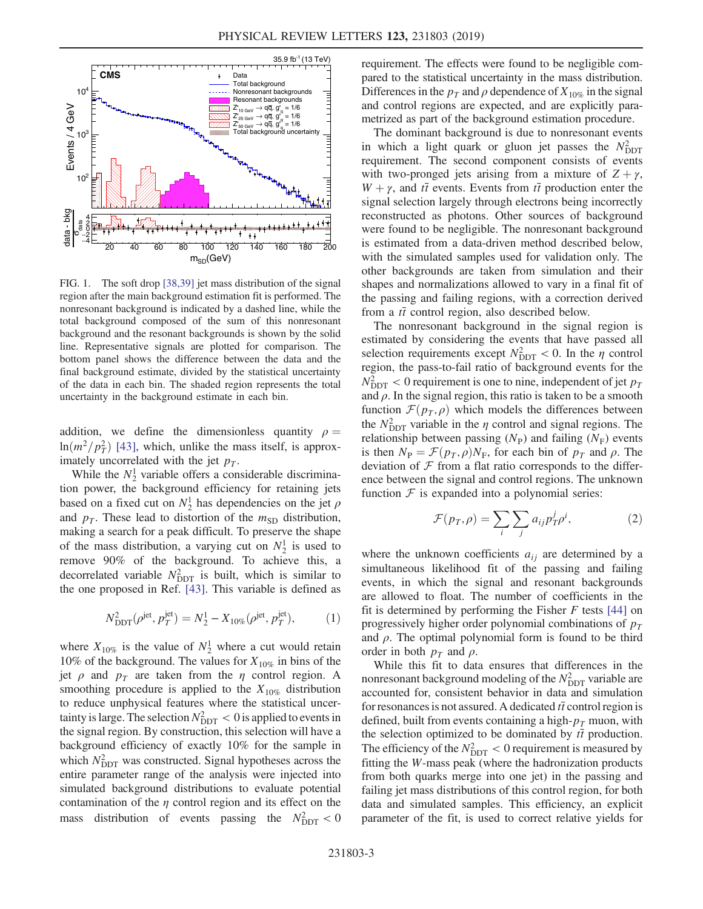FIG. 1. The soft drop [38,39] jet mass distribution of the signal region after the main background estimation fit is performed. The nonresonant background is indicated by a dashed line, while the total background composed of the sum of this nonresonant background and the resonant backgrounds is shown by the solid line. Representative signals are plotted for comparison. The bottom panel shows the difference between the data and the final background estimate, divided by the statistical uncertainty of the data in each bin. The shaded region represents the total uncertainty in the background estimate in each bin.

addition, we define the dimensionless quantity $\rho = \ln(m^2/p_T^2)$ [43], which, unlike the mass itself, is approximately uncorrelated with the jet $p_T$.

While the $N_2^1$ variable offers a considerable discrimination power, the background efficiency for retaining jets based on a fixed cut on $N_2^1$ has dependencies on the jet $\rho$ and $p_T$. These lead to distortion of the $m_{\mathrm{SD}}$ distribution, making a search for a peak difficult. To preserve the shape of the mass distribution, a varying cut on $N_2^1$ is used to remove 90% of the background. To achieve this, a decorrelated variable $N_{\mathrm{DDT}}^2$ is built, which is similar to the one proposed in Ref. [43]. This variable is defined as

$$N_{\mathrm{DDT}}^2(\rho^{\mathrm{jet}}, p_T^{\mathrm{jet}}) = N_2^1 - X_{10\%}(\rho^{\mathrm{jet}}, p_T^{\mathrm{jet}}), \qquad (1)$$

where $X_{10\%}$ is the value of $N_2^1$ where a cut would retain 10% of the background. The values for $X_{10\%}$ in bins of the jet $\rho$ and $p_T$ are taken from the $\eta$ control region. A smoothing procedure is applied to the $X_{10\%}$ distribution to reduce unphysical features where the statistical uncertainty is large. The selection $N_{\mathrm{DDT}}^2 < 0$ is applied to events in the signal region. By construction, this selection will have a background efficiency of exactly 10% for the sample in which $N_{\mathrm{DDT}}^2$ was constructed. Signal hypotheses across the entire parameter range of the analysis were injected into simulated background distributions to evaluate potential contamination of the $\eta$ control region and its effect on the mass distribution of events passing the $N_{\mathrm{DDT}}^2 < 0$ requirement. The effects were found to be negligible compared to the statistical uncertainty in the mass distribution. Differences in the $p_T$ and $\rho$ dependence of $X_{10\%}$ in the signal and control regions are expected, and are explicitly parametrized as part of the background estimation procedure.

The dominant background is due to nonresonant events in which a light quark or gluon jet passes the $N_{\mathrm{DDT}}^2$ requirement. The second component consists of events with two-pronged jets arising from a mixture of $Z+\gamma$, $W+\gamma$, and $t\bar{t}$ events. Events from $t\bar{t}$ production enter the signal selection largely through electrons being incorrectly reconstructed as photons. Other sources of background were found to be negligible. The nonresonant background is estimated from a data-driven method described below, with the simulated samples used for validation only. The other backgrounds are taken from simulation and their shapes and normalizations allowed to vary in a final fit of the passing and failing regions, with a correction derived from a $t\bar{t}$ control region, also described below.

The nonresonant background in the signal region is estimated by considering the events that have passed all selection requirements except $N_{\mathrm{DDT}}^2 < 0$. In the $\eta$ control region, the pass-to-fail ratio of background events for the $N_{\mathrm{DDT}}^2 < 0$ requirement is one to nine, independent of jet $p_T$ and $\rho$. In the signal region, this ratio is taken to be a smooth function $\mathcal{F}(p_T, \rho)$ which models the differences between the $N_{\mathrm{DDT}}^2$ variable in the $\eta$ control and signal regions. The relationship between passing ($N_{\mathrm{P}}$) and failing ($N_{\mathrm{F}}$) events is then $N_{\mathrm{P}} = \mathcal{F}(p_T, \rho) N_{\mathrm{F}}$, for each bin of $p_T$ and $\rho$. The deviation of $\mathcal{F}$ from a flat ratio corresponds to the difference between the signal and control regions. The unknown function $\mathcal{F}$ is expanded into a polynomial series:

$$\mathcal{F}(p_T, \rho) = \sum_i \sum_j a_{ij} p_T^j \rho^i, \qquad (2)$$

where the unknown coefficients $a_{ij}$ are determined by a simultaneous likelihood fit of the passing and failing events, in which the signal and resonant backgrounds are allowed to float. The number of coefficients in the fit is determined by performing the Fisher $F$ tests [44] on progressively higher order polynomial combinations of $p_T$ and $\rho$. The optimal polynomial form is found to be third order in both $p_T$ and $\rho$.

While this fit to data ensures that differences in the nonresonant background modeling of the $N_{\mathrm{DDT}}^2$ variable are accounted for, consistent behavior in data and simulation for resonances is not assured. A dedicated $t\bar{t}$ control region is defined, built from events containing a high-$p_T$ muon, with the selection optimized to be dominated by $t\bar{t}$ production. The efficiency of the $N_{\mathrm{DDT}}^2 < 0$ requirement is measured by fitting the $W$-mass peak (where the hadronization products from both quarks merge into one jet) in the passing and failing jet mass distributions of this control region, for both data and simulated samples. This efficiency, an explicit parameter of the fit, is used to correct relative yields for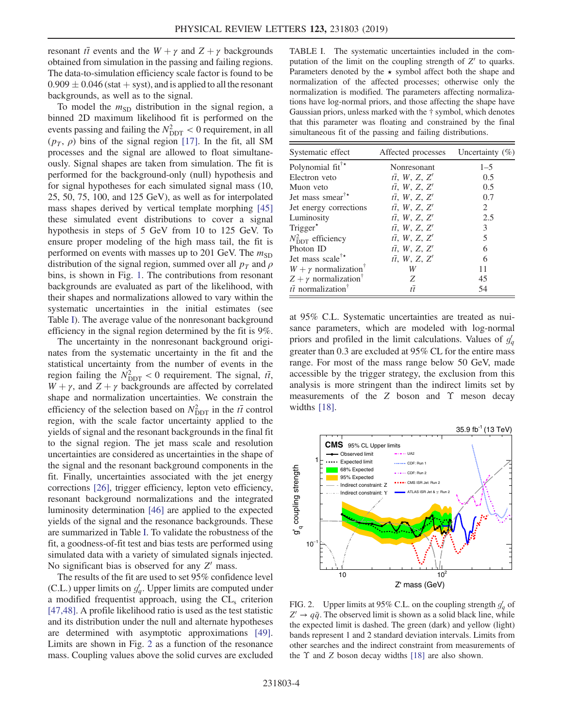resonant $t\bar{t}$ events and the $W+\gamma$ and $Z+\gamma$ backgrounds obtained from simulation in the passing and failing regions. The data-to-simulation efficiency scale factor is found to be $0.909 \pm 0.046$ (stat + syst), and is applied to all the resonant backgrounds, as well as to the signal.

To model the $m_{\mathrm{SD}}$ distribution in the signal region, a binned 2D maximum likelihood fit is performed on the events passing and failing the $N^2_{\mathrm{DDT}} < 0$ requirement, in all $(p_T, \rho)$ bins of the signal region [17]. In the fit, all SM processes and the signal are allowed to float simultaneously. Signal shapes are taken from simulation. The fit is performed for the background-only (null) hypothesis and for signal hypotheses for each simulated signal mass (10, 25, 50, 75, 100, and 125 GeV), as well as for interpolated mass shapes derived by vertical template morphing [45] these simulated event distributions to cover a signal hypothesis in steps of 5 GeV from 10 to 125 GeV. To ensure proper modeling of the high mass tail, the fit is performed on events with masses up to 201 GeV. The $m_{\mathrm{SD}}$ distribution of the signal region, summed over all $p_T$ and $\rho$ bins, is shown in Fig. 1. The contributions from resonant backgrounds are evaluated as part of the likelihood, with their shapes and normalizations allowed to vary within the systematic uncertainties in the initial estimates (see Table I). The average value of the nonresonant background efficiency in the signal region determined by the fit is 9%.

The uncertainty in the nonresonant background originates from the systematic uncertainty in the fit and the statistical uncertainty from the number of events in the region failing the $N^2_{\mathrm{DDT}} < 0$ requirement. The signal, $t\bar{t}$, $W+\gamma$, and $Z+\gamma$ backgrounds are affected by correlated shape and normalization uncertainties. We constrain the efficiency of the selection based on $N^2_{\mathrm{DDT}}$ in the $t\bar{t}$ control region, with the scale factor uncertainty applied to the yields of signal and the resonant backgrounds in the final fit to the signal region. The jet mass scale and resolution uncertainties are considered as uncertainties in the shape of the signal and the resonant background components in the fit. Finally, uncertainties associated with the jet energy corrections [26], trigger efficiency, lepton veto efficiency, resonant background normalizations and the integrated luminosity determination [46] are applied to the expected yields of the signal and the resonance backgrounds. These are summarized in Table I. To validate the robustness of the fit, a goodness-of-fit test and bias tests are performed using simulated data with a variety of simulated signals injected. No significant bias is observed for any $Z'$ mass.

The results of the fit are used to set 95% confidence level (C.L.) upper limits on $g'_q$. Upper limits are computed under a modified frequentist approach, using the $\mathrm{CL_s}$ criterion [47,48]. A profile likelihood ratio is used as the test statistic and its distribution under the null and alternate hypotheses are determined with asymptotic approximations [49]. Limits are shown in Fig. 2 as a function of the resonance mass. Coupling values above the solid curves are excluded at 95% C.L. Systematic uncertainties are treated as nuisance parameters, which are modeled with log-normal priors and profiled in the limit calculations. Values of $g'_q$ greater than 0.3 are excluded at 95% CL for the entire mass range. For most of the mass range below 50 GeV, made accessible by the trigger strategy, the exclusion from this analysis is more stringent than the indirect limits set by measurements of the $Z$ boson and $\Upsilon$ meson decay widths [18].

TABLE I. The systematic uncertainties included in the computation of the limit on the coupling strength of $Z'$ to quarks. Parameters denoted by the $\star$ symbol affect both the shape and normalization of the affected processes; otherwise only the normalization is modified. The parameters affecting normalizations have log-normal priors, and those affecting the shape have Gaussian priors, unless marked with the † symbol, which denotes that this parameter was floating and constrained by the final simultaneous fit of the passing and failing distributions.

| Systematic effect | Affected processes | Uncertainty (%) |
|---|---|---|
| Polynomial fit$^{\dagger\star}$ | Nonresonant | 1–5 |
| Electron veto | $t\bar{t}$, $W$, $Z$, $Z'$ | 0.5 |
| Muon veto | $t\bar{t}$, $W$, $Z$, $Z'$ | 0.5 |
| Jet mass smear$^{\dagger\star}$ | $t\bar{t}$, $W$, $Z$, $Z'$ | 0.7 |
| Jet energy corrections | $t\bar{t}$, $W$, $Z$, $Z'$ | 2 |
| Luminosity | $t\bar{t}$, $W$, $Z$, $Z'$ | 2.5 |
| Trigger$^{\star}$ | $t\bar{t}$, $W$, $Z$, $Z'$ | 3 |
| $N^2_{\mathrm{DDT}}$ efficiency | $t\bar{t}$, $W$, $Z$, $Z'$ | 5 |
| Photon ID | $t\bar{t}$, $W$, $Z$, $Z'$ | 6 |
| Jet mass scale$^{\dagger\star}$ | $t\bar{t}$, $W$, $Z$, $Z'$ | 6 |
| $W+\gamma$ normalization$^{\dagger}$ | $W$ | 11 |
| $Z+\gamma$ normalization$^{\dagger}$ | $Z$ | 45 |
| $t\bar{t}$ normalization$^{\dagger}$ | $t\bar{t}$ | 54 |

FIG. 2. Upper limits at 95% C.L. on the coupling strength $g'_q$ of $Z' \to q\bar{q}$. The observed limit is shown as a solid black line, while the expected limit is dashed. The green (dark) and yellow (light) bands represent 1 and 2 standard deviation intervals. Limits from other searches and the indirect constraint from measurements of the $\Upsilon$ and $Z$ boson decay widths [18] are also shown.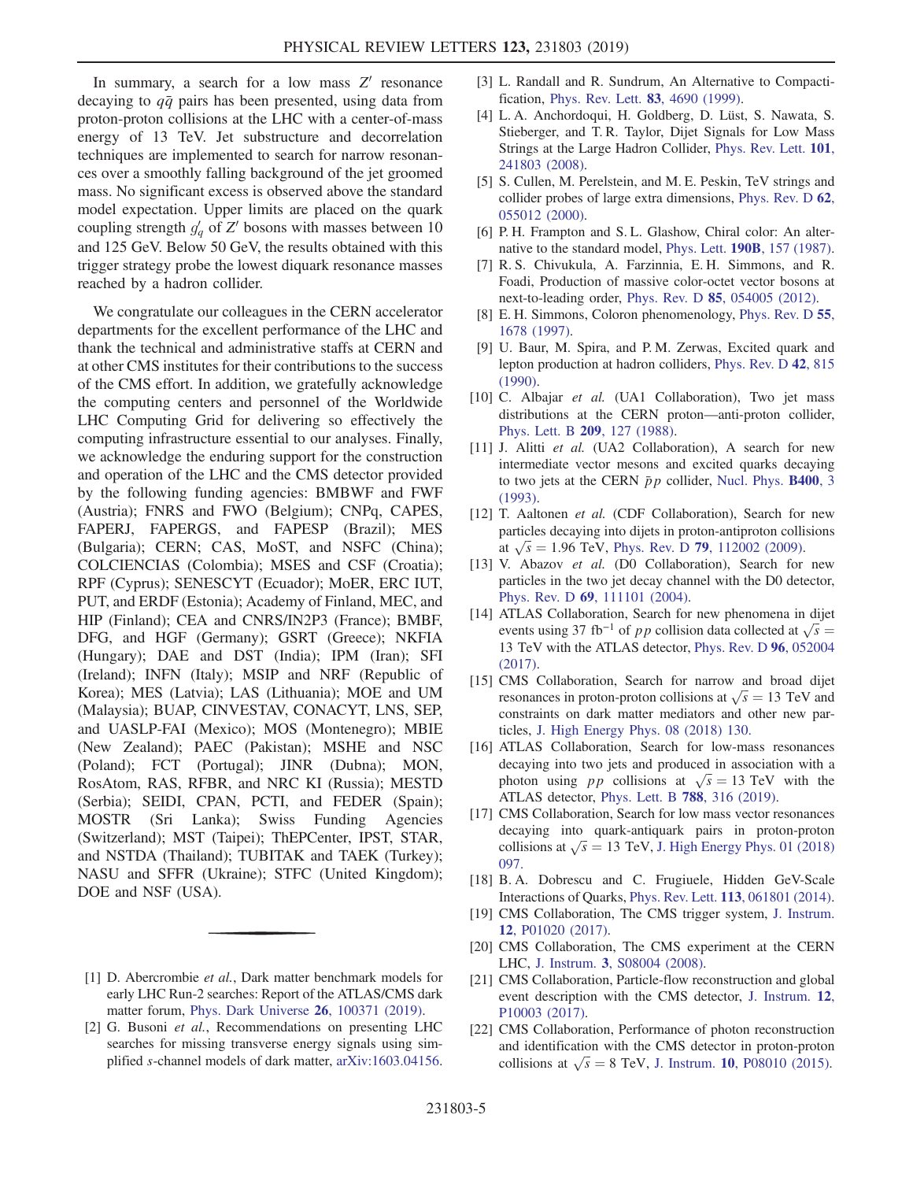In summary, a search for a low mass $Z'$ resonance decaying to $q\bar{q}$ pairs has been presented, using data from proton-proton collisions at the LHC with a center-of-mass energy of 13 TeV. Jet substructure and decorrelation techniques are implemented to search for narrow resonances over a smoothly falling background of the jet groomed mass. No significant excess is observed above the standard model expectation. Upper limits are placed on the quark coupling strength $g'_q$ of $Z'$ bosons with masses between 10 and 125 GeV. Below 50 GeV, the results obtained with this trigger strategy probe the lowest diquark resonance masses reached by a hadron collider.

We congratulate our colleagues in the CERN accelerator departments for the excellent performance of the LHC and thank the technical and administrative staffs at CERN and at other CMS institutes for their contributions to the success of the CMS effort. In addition, we gratefully acknowledge the computing centers and personnel of the Worldwide LHC Computing Grid for delivering so effectively the computing infrastructure essential to our analyses. Finally, we acknowledge the enduring support for the construction and operation of the LHC and the CMS detector provided by the following funding agencies: BMBWF and FWF (Austria); FNRS and FWO (Belgium); CNPq, CAPES, FAPERJ, FAPERGS, and FAPESP (Brazil); MES (Bulgaria); CERN; CAS, MoST, and NSFC (China); COLCIENCIAS (Colombia); MSES and CSF (Croatia); RPF (Cyprus); SENESCYT (Ecuador); MoER, ERC IUT, PUT, and ERDF (Estonia); Academy of Finland, MEC, and HIP (Finland); CEA and CNRS/IN2P3 (France); BMBF, DFG, and HGF (Germany); GSRT (Greece); NKFIA (Hungary); DAE and DST (India); IPM (Iran); SFI (Ireland); INFN (Italy); MSIP and NRF (Republic of Korea); MES (Latvia); LAS (Lithuania); MOE and UM (Malaysia); BUAP, CINVESTAV, CONACYT, LNS, SEP, and UASLP-FAI (Mexico); MOS (Montenegro); MBIE (New Zealand); PAEC (Pakistan); MSHE and NSC (Poland); FCT (Portugal); JINR (Dubna); MON, RosAtom, RAS, RFBR, and NRC KI (Russia); MESTD (Serbia); SEIDI, CPAN, PCTI, and FEDER (Spain); MOSTR (Sri Lanka); Swiss Funding Agencies (Switzerland); MST (Taipei); ThEPCenter, IPST, STAR, and NSTDA (Thailand); TUBITAK and TAEK (Turkey); NASU and SFFR (Ukraine); STFC (United Kingdom); DOE and NSF (USA).

---

[1] D. Abercrombie *et al.*, Dark matter benchmark models for early LHC Run-2 searches: Report of the ATLAS/CMS dark matter forum, Phys. Dark Universe **26**, 100371 (2019).

[2] G. Busoni *et al.*, Recommendations on presenting LHC searches for missing transverse energy signals using simplified *s*-channel models of dark matter, arXiv:1603.04156.

[3] L. Randall and R. Sundrum, An Alternative to Compactification, Phys. Rev. Lett. **83**, 4690 (1999).

[4] L. A. Anchordoqui, H. Goldberg, D. Lüst, S. Nawata, S. Stieberger, and T. R. Taylor, Dijet Signals for Low Mass Strings at the Large Hadron Collider, Phys. Rev. Lett. **101**, 241803 (2008).

[5] S. Cullen, M. Perelstein, and M. E. Peskin, TeV strings and collider probes of large extra dimensions, Phys. Rev. D **62**, 055012 (2000).

[6] P. H. Frampton and S. L. Glashow, Chiral color: An alternative to the standard model, Phys. Lett. **190B**, 157 (1987).

[7] R. S. Chivukula, A. Farzinnia, E. H. Simmons, and R. Foadi, Production of massive color-octet vector bosons at next-to-leading order, Phys. Rev. D **85**, 054005 (2012).

[8] E. H. Simmons, Coloron phenomenology, Phys. Rev. D **55**, 1678 (1997).

[9] U. Baur, M. Spira, and P. M. Zerwas, Excited quark and lepton production at hadron colliders, Phys. Rev. D **42**, 815 (1990).

[10] C. Albajar *et al.* (UA1 Collaboration), Two jet mass distributions at the CERN proton—anti-proton collider, Phys. Lett. B **209**, 127 (1988).

[11] J. Alitti *et al.* (UA2 Collaboration), A search for new intermediate vector mesons and excited quarks decaying to two jets at the CERN $\bar{p}p$ collider, Nucl. Phys. **B400**, 3 (1993).

[12] T. Aaltonen *et al.* (CDF Collaboration), Search for new particles decaying into dijets in proton-antiproton collisions at $\sqrt{s} = 1.96$ TeV, Phys. Rev. D **79**, 112002 (2009).

[13] V. Abazov *et al.* (D0 Collaboration), Search for new particles in the two jet decay channel with the D0 detector, Phys. Rev. D **69**, 111101 (2004).

[14] ATLAS Collaboration, Search for new phenomena in dijet events using 37 $\mathrm{fb}^{-1}$ of $pp$ collision data collected at $\sqrt{s} =$ 13 TeV with the ATLAS detector, Phys. Rev. D **96**, 052004 (2017).

[15] CMS Collaboration, Search for narrow and broad dijet resonances in proton-proton collisions at $\sqrt{s} = 13$ TeV and constraints on dark matter mediators and other new particles, J. High Energy Phys. 08 (2018) 130.

[16] ATLAS Collaboration, Search for low-mass resonances decaying into two jets and produced in association with a photon using $pp$ collisions at $\sqrt{s} = 13$ TeV with the ATLAS detector, Phys. Lett. B **788**, 316 (2019).

[17] CMS Collaboration, Search for low mass vector resonances decaying into quark-antiquark pairs in proton-proton collisions at $\sqrt{s} = 13$ TeV, J. High Energy Phys. 01 (2018) 097.

[18] B. A. Dobrescu and C. Frugiuele, Hidden GeV-Scale Interactions of Quarks, Phys. Rev. Lett. **113**, 061801 (2014).

[19] CMS Collaboration, The CMS trigger system, J. Instrum. **12**, P01020 (2017).

[20] CMS Collaboration, The CMS experiment at the CERN LHC, J. Instrum. **3**, S08004 (2008).

[21] CMS Collaboration, Particle-flow reconstruction and global event description with the CMS detector, J. Instrum. **12**, P10003 (2017).

[22] CMS Collaboration, Performance of photon reconstruction and identification with the CMS detector in proton-proton collisions at $\sqrt{s} = 8$ TeV, J. Instrum. **10**, P08010 (2015).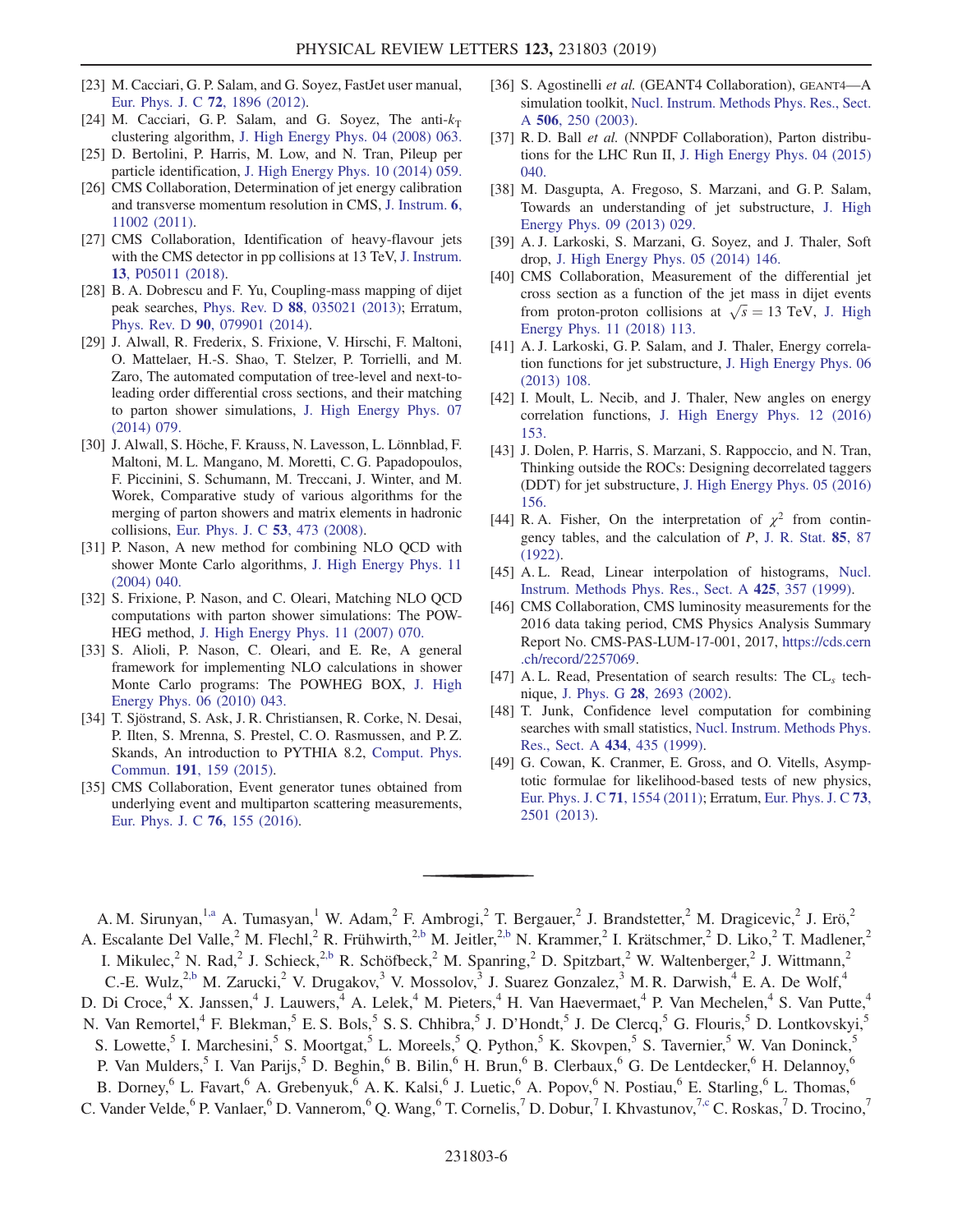[23] M. Cacciari, G. P. Salam, and G. Soyez, FastJet user manual, Eur. Phys. J. C **72**, 1896 (2012).

[24] M. Cacciari, G. P. Salam, and G. Soyez, The anti-$k_T$ clustering algorithm, J. High Energy Phys. 04 (2008) 063.

[25] D. Bertolini, P. Harris, M. Low, and N. Tran, Pileup per particle identification, J. High Energy Phys. 10 (2014) 059.

[26] CMS Collaboration, Determination of jet energy calibration and transverse momentum resolution in CMS, J. Instrum. **6**, 11002 (2011).

[27] CMS Collaboration, Identification of heavy-flavour jets with the CMS detector in pp collisions at 13 TeV, J. Instrum. **13**, P05011 (2018).

[28] B. A. Dobrescu and F. Yu, Coupling-mass mapping of dijet peak searches, Phys. Rev. D **88**, 035021 (2013); Erratum, Phys. Rev. D **90**, 079901 (2014).

[29] J. Alwall, R. Frederix, S. Frixione, V. Hirschi, F. Maltoni, O. Mattelaer, H.-S. Shao, T. Stelzer, P. Torrielli, and M. Zaro, The automated computation of tree-level and next-to-leading order differential cross sections, and their matching to parton shower simulations, J. High Energy Phys. 07 (2014) 079.

[30] J. Alwall, S. Höche, F. Krauss, N. Lavesson, L. Lönnblad, F. Maltoni, M. L. Mangano, M. Moretti, C. G. Papadopoulos, F. Piccinini, S. Schumann, M. Treccani, J. Winter, and M. Worek, Comparative study of various algorithms for the merging of parton showers and matrix elements in hadronic collisions, Eur. Phys. J. C **53**, 473 (2008).

[31] P. Nason, A new method for combining NLO QCD with shower Monte Carlo algorithms, J. High Energy Phys. 11 (2004) 040.

[32] S. Frixione, P. Nason, and C. Oleari, Matching NLO QCD computations with parton shower simulations: The POWHEG method, J. High Energy Phys. 11 (2007) 070.

[33] S. Alioli, P. Nason, C. Oleari, and E. Re, A general framework for implementing NLO calculations in shower Monte Carlo programs: The POWHEG BOX, J. High Energy Phys. 06 (2010) 043.

[34] T. Sjöstrand, S. Ask, J. R. Christiansen, R. Corke, N. Desai, P. Ilten, S. Mrenna, S. Prestel, C. O. Rasmussen, and P. Z. Skands, An introduction to PYTHIA 8.2, Comput. Phys. Commun. **191**, 159 (2015).

[35] CMS Collaboration, Event generator tunes obtained from underlying event and multiparton scattering measurements, Eur. Phys. J. C **76**, 155 (2016).

[36] S. Agostinelli *et al.* (GEANT4 Collaboration), GEANT4—A simulation toolkit, Nucl. Instrum. Methods Phys. Res., Sect. A **506**, 250 (2003).

[37] R. D. Ball *et al.* (NNPDF Collaboration), Parton distributions for the LHC Run II, J. High Energy Phys. 04 (2015) 040.

[38] M. Dasgupta, A. Fregoso, S. Marzani, and G. P. Salam, Towards an understanding of jet substructure, J. High Energy Phys. 09 (2013) 029.

[39] A. J. Larkoski, S. Marzani, G. Soyez, and J. Thaler, Soft drop, J. High Energy Phys. 05 (2014) 146.

[40] CMS Collaboration, Measurement of the differential jet cross section as a function of the jet mass in dijet events from proton-proton collisions at $\sqrt{s} = 13$ TeV, J. High Energy Phys. 11 (2018) 113.

[41] A. J. Larkoski, G. P. Salam, and J. Thaler, Energy correlation functions for jet substructure, J. High Energy Phys. 06 (2013) 108.

[42] I. Moult, L. Necib, and J. Thaler, New angles on energy correlation functions, J. High Energy Phys. 12 (2016) 153.

[43] J. Dolen, P. Harris, S. Marzani, S. Rappoccio, and N. Tran, Thinking outside the ROCs: Designing decorrelated taggers (DDT) for jet substructure, J. High Energy Phys. 05 (2016) 156.

[44] R. A. Fisher, On the interpretation of $\chi^2$ from contingency tables, and the calculation of $P$, J. R. Stat. **85**, 87 (1922).

[45] A. L. Read, Linear interpolation of histograms, Nucl. Instrum. Methods Phys. Res., Sect. A **425**, 357 (1999).

[46] CMS Collaboration, CMS luminosity measurements for the 2016 data taking period, CMS Physics Analysis Summary Report No. CMS-PAS-LUM-17-001, 2017, https://cds.cern.ch/record/2257069.

[47] A. L. Read, Presentation of search results: The CL$_s$ technique, J. Phys. G **28**, 2693 (2002).

[48] T. Junk, Confidence level computation for combining searches with small statistics, Nucl. Instrum. Methods Phys. Res., Sect. A **434**, 435 (1999).

[49] G. Cowan, K. Cranmer, E. Gross, and O. Vitells, Asymptotic formulae for likelihood-based tests of new physics, Eur. Phys. J. C **71**, 1554 (2011); Erratum, Eur. Phys. J. C **73**, 2501 (2013).

---

A. M. Sirunyan,[1,a] A. Tumasyan,[1] W. Adam,[2] F. Ambrogi,[2] T. Bergauer,[2] J. Brandstetter,[2] M. Dragicevic,[2] J. Erö,[2] A. Escalante Del Valle,[2] M. Flechl,[2] R. Frühwirth,[2,b] M. Jeitler,[2,b] N. Krammer,[2] I. Krätschmer,[2] D. Liko,[2] T. Madlener,[2] I. Mikulec,[2] N. Rad,[2] J. Schieck,[2,b] R. Schöfbeck,[2] M. Spanring,[2] D. Spitzbart,[2] W. Waltenberger,[2] J. Wittmann,[2] C.-E. Wulz,[2,b] M. Zarucki,[2] V. Drugakov,[3] V. Mossolov,[3] J. Suarez Gonzalez,[3] M. R. Darwish,[4] E. A. De Wolf,[4] D. Di Croce,[4] X. Janssen,[4] J. Lauwers,[4] A. Lelek,[4] M. Pieters,[4] H. Van Haevermaet,[4] P. Van Mechelen,[4] S. Van Putte,[4] N. Van Remortel,[4] F. Blekman,[5] E. S. Bols,[5] S. S. Chhibra,[5] J. D'Hondt,[5] J. De Clercq,[5] G. Flouris,[5] D. Lontkovskyi,[5] S. Lowette,[5] I. Marchesini,[5] S. Moortgat,[5] L. Moreels,[5] Q. Python,[5] K. Skovpen,[5] S. Tavernier,[5] W. Van Doninck,[5] P. Van Mulders,[5] I. Van Parijs,[5] D. Beghin,[6] B. Bilin,[6] H. Brun,[6] B. Clerbaux,[6] G. De Lentdecker,[6] H. Delannoy,[6] B. Dorney,[6] L. Favart,[6] A. Grebenyuk,[6] A. K. Kalsi,[6] J. Luetic,[6] A. Popov,[6] N. Postiau,[6] E. Starling,[6] L. Thomas,[6] C. Vander Velde,[6] P. Vanlaer,[6] D. Vannerom,[6] Q. Wang,[6] T. Cornelis,[7] D. Dobur,[7] I. Khvastunov,[7,c] C. Roskas,[7] D. Trocino,[7]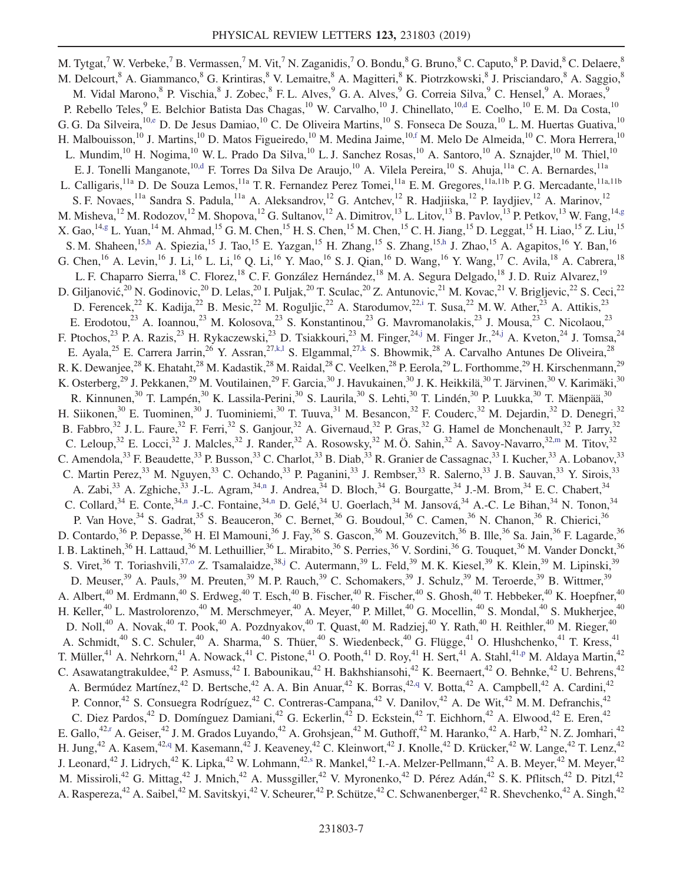M. Tytgat,[7] W. Verbeke,[7] B. Vermassen,[7] M. Vit,[7] N. Zaganidis,[7] O. Bondu,[8] G. Bruno,[8] C. Caputo,[8] P. David,[8] C. Delaere,[8] M. Delcourt,[8] A. Giammanco,[8] G. Krintiras,[8] V. Lemaitre,[8] A. Magitteri,[8] K. Piotrzkowski,[8] J. Prisciandaro,[8] A. Saggio,[8] M. Vidal Marono,[8] P. Vischia,[8] J. Zobec,[8] F. L. Alves,[9] G. A. Alves,[9] G. Correia Silva,[9] C. Hensel,[9] A. Moraes,[9] P. Rebello Teles,[9] E. Belchior Batista Das Chagas,[10] W. Carvalho,[10] J. Chinellato,[10,d] E. Coelho,[10] E. M. Da Costa,[10] G. G. Da Silveira,[10,e] D. De Jesus Damiao,[10] C. De Oliveira Martins,[10] S. Fonseca De Souza,[10] L. M. Huertas Guativa,[10] H. Malbouisson,[10] J. Martins,[10] D. Matos Figueiredo,[10] M. Medina Jaime,[10,f] M. Melo De Almeida,[10] C. Mora Herrera,[10] L. Mundim,[10] H. Nogima,[10] W. L. Prado Da Silva,[10] L. J. Sanchez Rosas,[10] A. Santoro,[10] A. Sznajder,[10] M. Thiel,[10] E. J. Tonelli Manganote,[10,d] F. Torres Da Silva De Araujo,[10] A. Vilela Pereira,[10] S. Ahuja,[11a] C. A. Bernardes,[11a] L. Calligaris,[11a] D. De Souza Lemos,[11a] T. R. Fernandez Perez Tomei,[11a] E. M. Gregores,[11a,11b] P. G. Mercadante,[11a,11b] S. F. Novaes,[11a] Sandra S. Padula,[11a] A. Aleksandrov,[12] G. Antchev,[12] R. Hadjiiska,[12] P. Iaydjiev,[12] A. Marinov,[12] M. Misheva,[12] M. Rodozov,[12] M. Shopova,[12] G. Sultanov,[12] A. Dimitrov,[13] L. Litov,[13] B. Pavlov,[13] P. Petkov,[13] W. Fang,[14,g] X. Gao,[14,g] L. Yuan,[14] M. Ahmad,[15] G. M. Chen,[15] H. S. Chen,[15] M. Chen,[15] C. H. Jiang,[15] D. Leggat,[15] H. Liao,[15] Z. Liu,[15] S. M. Shaheen,[15,h] A. Spiezia,[15] J. Tao,[15] E. Yazgan,[15] H. Zhang,[15] S. Zhang,[15,h] J. Zhao,[15] A. Agapitos,[16] Y. Ban,[16] G. Chen,[16] A. Levin,[16] J. Li,[16] L. Li,[16] Q. Li,[16] Y. Mao,[16] S. J. Qian,[16] D. Wang,[16] Y. Wang,[17] C. Avila,[18] A. Cabrera,[18] L. F. Chaparro Sierra,[18] C. Florez,[18] C. F. González Hernández,[18] M. A. Segura Delgado,[18] J. D. Ruiz Alvarez,[19] D. Giljanović,[20] N. Godinovic,[20] D. Lelas,[20] I. Puljak,[20] T. Sculac,[20] Z. Antunovic,[21] M. Kovac,[21] V. Brigljevic,[22] S. Ceci,[22] D. Ferencek,[22] K. Kadija,[22] B. Mesic,[22] M. Roguljic,[22] A. Starodumov,[22,i] T. Susa,[22] M. W. Ather,[23] A. Attikis,[23] E. Erodotou,[23] A. Ioannou,[23] M. Kolosova,[23] S. Konstantinou,[23] G. Mavromanolakis,[23] J. Mousa,[23] C. Nicolaou,[23] F. Ptochos,[23] P. A. Razis,[23] H. Rykaczewski,[23] D. Tsiakkouri,[23] M. Finger,[24,j] M. Finger Jr.,[24,j] A. Kveton,[24] J. Tomsa,[24] E. Ayala,[25] E. Carrera Jarrin,[26] Y. Assran,[27,k,l] S. Elgammal,[27,k] S. Bhowmik,[28] A. Carvalho Antunes De Oliveira,[28] R. K. Dewanjee,[28] K. Ehataht,[28] M. Kadastik,[28] M. Raidal,[28] C. Veelken,[28] P. Eerola,[29] L. Forthomme,[29] H. Kirschenmann,[29] K. Osterberg,[29] J. Pekkanen,[29] M. Voutilainen,[29] F. Garcia,[30] J. Havukainen,[30] J. K. Heikkilä,[30] T. Järvinen,[30] V. Karimäki,[30] R. Kinnunen,[30] T. Lampén,[30] K. Lassila-Perini,[30] S. Laurila,[30] S. Lehti,[30] T. Lindén,[30] P. Luukka,[30] T. Mäenpää,[30] H. Siikonen,[30] E. Tuominen,[30] J. Tuominiemi,[30] T. Tuuva,[31] M. Besancon,[32] F. Couderc,[32] M. Dejardin,[32] D. Denegri,[32] B. Fabbro,[32] J. L. Faure,[32] F. Ferri,[32] S. Ganjour,[32] A. Givernaud,[32] P. Gras,[32] G. Hamel de Monchenault,[32] P. Jarry,[32] C. Leloup,[32] E. Locci,[32] J. Malcles,[32] J. Rander,[32] A. Rosowsky,[32] M. Ö. Sahin,[32] A. Savoy-Navarro,[32,m] M. Titov,[32] C. Amendola,[33] F. Beaudette,[33] P. Busson,[33] C. Charlot,[33] B. Diab,[33] R. Granier de Cassagnac,[33] I. Kucher,[33] A. Lobanov,[33] C. Martin Perez,[33] M. Nguyen,[33] C. Ochando,[33] P. Paganini,[33] J. Rembser,[33] R. Salerno,[33] J. B. Sauvan,[33] Y. Sirois,[33] A. Zabi,[33] A. Zghiche,[33] J.-L. Agram,[34,n] J. Andrea,[34] D. Bloch,[34] G. Bourgatte,[34] J.-M. Brom,[34] E. C. Chabert,[34] C. Collard,[34] E. Conte,[34,n] J.-C. Fontaine,[34,n] D. Gelé,[34] U. Goerlach,[34] M. Jansová,[34] A.-C. Le Bihan,[34] N. Tonon,[34] P. Van Hove,[34] S. Gadrat,[35] S. Beauceron,[36] C. Bernet,[36] G. Boudoul,[36] C. Camen,[36] N. Chanon,[36] R. Chierici,[36] D. Contardo,[36] P. Depasse,[36] H. El Mamouni,[36] J. Fay,[36] S. Gascon,[36] M. Gouzevitch,[36] B. Ille,[36] Sa. Jain,[36] F. Lagarde,[36] I. B. Laktineh,[36] H. Lattaud,[36] M. Lethuillier,[36] L. Mirabito,[36] S. Perries,[36] V. Sordini,[36] G. Touquet,[36] M. Vander Donckt,[36] S. Viret,[36] T. Toriashvili,[37,o] Z. Tsamalaidze,[38,j] C. Autermann,[39] L. Feld,[39] M. K. Kiesel,[39] K. Klein,[39] M. Lipinski,[39] D. Meuser,[39] A. Pauls,[39] M. Preuten,[39] M. P. Rauch,[39] C. Schomakers,[39] J. Schulz,[39] M. Teroerde,[39] B. Wittmer,[39] A. Albert,[40] M. Erdmann,[40] S. Erdweg,[40] T. Esch,[40] B. Fischer,[40] R. Fischer,[40] S. Ghosh,[40] T. Hebbeker,[40] K. Hoepfner,[40] H. Keller,[40] L. Mastrolorenzo,[40] M. Merschmeyer,[40] A. Meyer,[40] P. Millet,[40] G. Mocellin,[40] S. Mondal,[40] S. Mukherjee,[40] D. Noll,[40] A. Novak,[40] T. Pook,[40] A. Pozdnyakov,[40] T. Quast,[40] M. Radziej,[40] Y. Rath,[40] H. Reithler,[40] M. Rieger,[40] A. Schmidt,[40] S. C. Schuler,[40] A. Sharma,[40] S. Thüer,[40] S. Wiedenbeck,[40] G. Flügge,[41] O. Hlushchenko,[41] T. Kress,[41] T. Müller,[41] A. Nehrkorn,[41] A. Nowack,[41] C. Pistone,[41] O. Pooth,[41] D. Roy,[41] H. Sert,[41] A. Stahl,[41,p] M. Aldaya Martin,[42] C. Asawatangtrakuldee,[42] P. Asmuss,[42] I. Babounikau,[42] H. Bakhshiansohi,[42] K. Beernaert,[42] O. Behnke,[42] U. Behrens,[42] A. Bermúdez Martínez,[42] D. Bertsche,[42] A. A. Bin Anuar,[42] K. Borras,[42,q] V. Botta,[42] A. Campbell,[42] A. Cardini,[42] P. Connor,[42] S. Consuegra Rodríguez,[42] C. Contreras-Campana,[42] V. Danilov,[42] A. De Wit,[42] M. M. Defranchis,[42] C. Diez Pardos,[42] D. Domínguez Damiani,[42] G. Eckerlin,[42] D. Eckstein,[42] T. Eichhorn,[42] A. Elwood,[42] E. Eren,[42] E. Gallo,[42,r] A. Geiser,[42] J. M. Grados Luyando,[42] A. Grohsjean,[42] M. Guthoff,[42] M. Haranko,[42] A. Harb,[42] N. Z. Jomhari,[42] H. Jung,[42] A. Kasem,[42,q] M. Kasemann,[42] J. Keaveney,[42] C. Kleinwort,[42] J. Knolle,[42] D. Krücker,[42] W. Lange,[42] T. Lenz,[42] J. Leonard,[42] J. Lidrych,[42] K. Lipka,[42] W. Lohmann,[42,s] R. Mankel,[42] I.-A. Melzer-Pellmann,[42] A. B. Meyer,[42] M. Meyer,[42] M. Missiroli,[42] G. Mittag,[42] J. Mnich,[42] A. Mussgiller,[42] V. Myronenko,[42] D. Pérez Adán,[42] S. K. Pflitsch,[42] D. Pitzl,[42] A. Raspereza,[42] A. Saibel,[42] M. Savitskyi,[42] V. Scheurer,[42] P. Schütze,[42] C. Schwanenberger,[42] R. Shevchenko,[42] A. Singh,[42]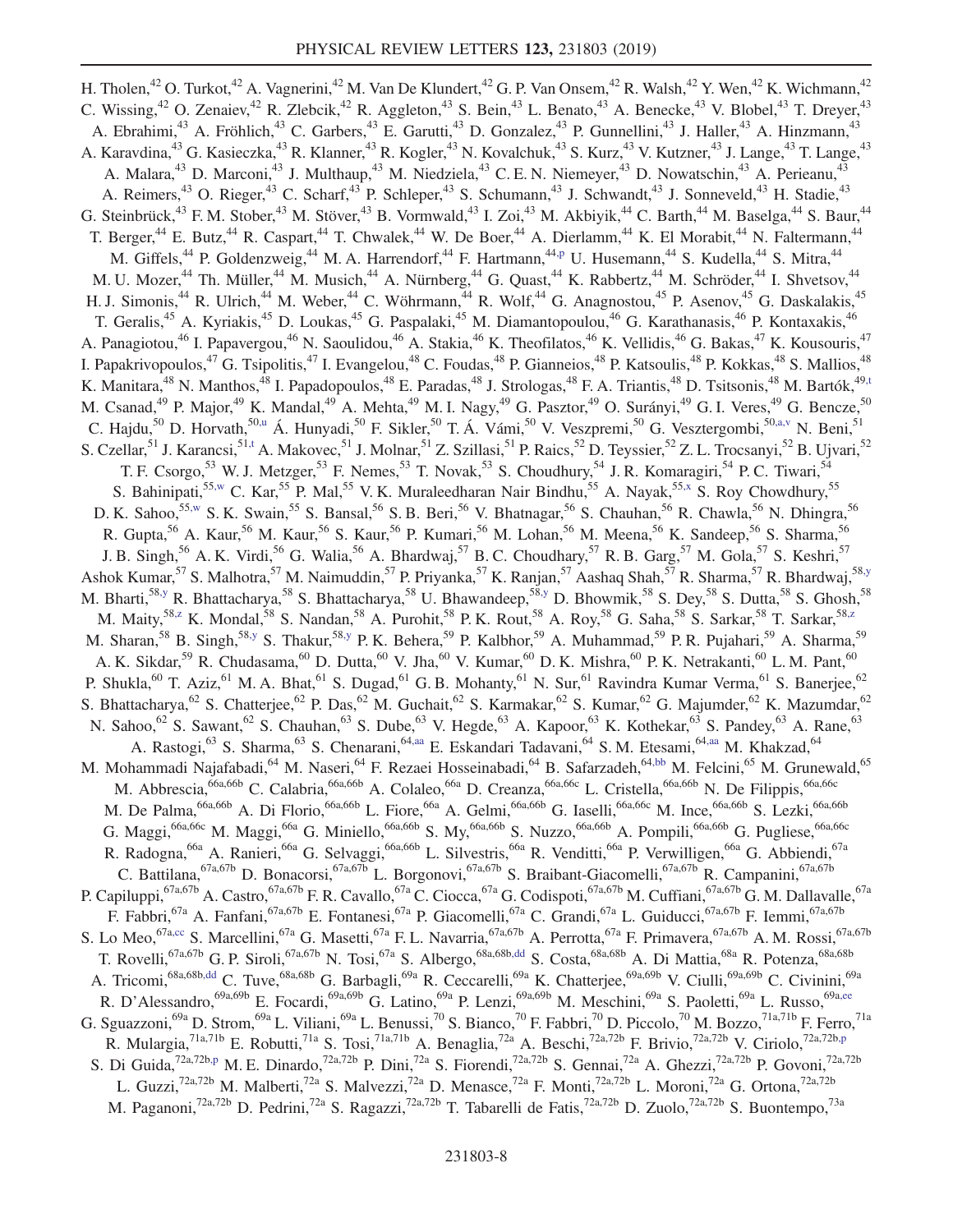H. Tholen,[42] O. Turkot,[42] A. Vagnerini,[42] M. Van De Klundert,[42] G. P. Van Onsem,[42] R. Walsh,[42] Y. Wen,[42] K. Wichmann,[42] C. Wissing,[42] O. Zenaiev,[42] R. Zlebcik,[42] R. Aggleton,[43] S. Bein,[43] L. Benato,[43] A. Benecke,[43] V. Blobel,[43] T. Dreyer,[43] A. Ebrahimi,[43] A. Fröhlich,[43] C. Garbers,[43] E. Garutti,[43] D. Gonzalez,[43] P. Gunnellini,[43] J. Haller,[43] A. Hinzmann,[43] A. Karavdina,[43] G. Kasieczka,[43] R. Klanner,[43] R. Kogler,[43] N. Kovalchuk,[43] S. Kurz,[43] V. Kutzner,[43] J. Lange,[43] T. Lange,[43] A. Malara,[43] D. Marconi,[43] J. Multhaup,[43] M. Niedziela,[43] C. E. N. Niemeyer,[43] D. Nowatschin,[43] A. Perieanu,[43] A. Reimers,[43] O. Rieger,[43] C. Scharf,[43] P. Schleper,[43] S. Schumann,[43] J. Schwandt,[43] J. Sonneveld,[43] H. Stadie,[43] G. Steinbrück,[43] F. M. Stober,[43] M. Stöver,[43] B. Vormwald,[43] I. Zoi,[43] M. Akbiyik,[44] C. Barth,[44] M. Baselga,[44] S. Baur,[44] T. Berger,[44] E. Butz,[44] R. Caspart,[44] T. Chwalek,[44] W. De Boer,[44] A. Dierlamm,[44] K. El Morabit,[44] N. Faltermann,[44] M. Giffels,[44] P. Goldenzweig,[44] M. A. Harrendorf,[44] F. Hartmann,[44,p] U. Husemann,[44] S. Kudella,[44] S. Mitra,[44] M. U. Mozer,[44] Th. Müller,[44] M. Musich,[44] A. Nürnberg,[44] G. Quast,[44] K. Rabbertz,[44] M. Schröder,[44] I. Shvetsov,[44] H. J. Simonis,[44] R. Ulrich,[44] M. Weber,[44] C. Wöhrmann,[44] R. Wolf,[44] G. Anagnostou,[45] P. Asenov,[45] G. Daskalakis,[45] T. Geralis,[45] A. Kyriakis,[45] D. Loukas,[45] G. Paspalaki,[45] M. Diamantopoulou,[46] G. Karathanasis,[46] P. Kontaxakis,[46] A. Panagiotou,[46] I. Papavergou,[46] N. Saoulidou,[46] A. Stakia,[46] K. Theofilatos,[46] K. Vellidis,[46] G. Bakas,[47] K. Kousouris,[47] I. Papakrivopoulos,[47] G. Tsipolitis,[47] I. Evangelou,[48] C. Foudas,[48] P. Gianneios,[48] P. Katsoulis,[48] P. Kokkas,[48] S. Mallios,[48] K. Manitara,[48] N. Manthos,[48] I. Papadopoulos,[48] E. Paradas,[48] J. Strologas,[48] F. A. Triantis,[48] D. Tsitsonis,[48] M. Bartók,[49,t] M. Csanad,[49] P. Major,[49] K. Mandal,[49] A. Mehta,[49] M. I. Nagy,[49] G. Pasztor,[49] O. Surányi,[49] G. I. Veres,[49] G. Bencze,[50] C. Hajdu,[50] D. Horvath,[50,u] Á. Hunyadi,[50] F. Sikler,[50] T. Á. Vámi,[50] V. Veszpremi,[50] G. Vesztergombi,[50,a,v] N. Beni,[51] S. Czellar,[51] J. Karancsi,[51,t] A. Makovec,[51] J. Molnar,[51] Z. Szillasi,[51] P. Raics,[52] D. Teyssier,[52] Z. L. Trocsanyi,[52] B. Ujvari,[52] T. F. Csorgo,[53] W. J. Metzger,[53] F. Nemes,[53] T. Novak,[53] S. Choudhury,[54] J. R. Komaragiri,[54] P. C. Tiwari,[54] S. Bahinipati,[55,w] C. Kar,[55] P. Mal,[55] V. K. Muraleedharan Nair Bindhu,[55] A. Nayak,[55,x] S. Roy Chowdhury,[55] D. K. Sahoo,[55,w] S. K. Swain,[55] S. Bansal,[56] S. B. Beri,[56] V. Bhatnagar,[56] S. Chauhan,[56] R. Chawla,[56] N. Dhingra,[56] R. Gupta,[56] A. Kaur,[56] M. Kaur,[56] S. Kaur,[56] P. Kumari,[56] M. Lohan,[56] M. Meena,[56] K. Sandeep,[56] S. Sharma,[56] J. B. Singh,[56] A. K. Virdi,[56] G. Walia,[56] A. Bhardwaj,[57] B. C. Choudhary,[57] R. B. Garg,[57] M. Gola,[57] S. Keshri,[57] Ashok Kumar,[57] S. Malhotra,[57] M. Naimuddin,[57] P. Priyanka,[57] K. Ranjan,[57] Aashaq Shah,[57] R. Sharma,[57] R. Bhardwaj,[58,y] M. Bharti,[58,y] R. Bhattacharya,[58] S. Bhattacharya,[58] U. Bhawandeep,[58,y] D. Bhowmik,[58] S. Dey,[58] S. Dutta,[58] S. Ghosh,[58] M. Maity,[58,z] K. Mondal,[58] S. Nandan,[58] A. Purohit,[58] P. K. Rout,[58] A. Roy,[58] G. Saha,[58] S. Sarkar,[58] T. Sarkar,[58,z] M. Sharan,[58] B. Singh,[58,y] S. Thakur,[58,y] P. K. Behera,[59] P. Kalbhor,[59] A. Muhammad,[59] P. R. Pujahari,[59] A. Sharma,[59] A. K. Sikdar,[59] R. Chudasama,[60] D. Dutta,[60] V. Jha,[60] V. Kumar,[60] D. K. Mishra,[60] P. K. Netrakanti,[60] L. M. Pant,[60] P. Shukla,[60] T. Aziz,[61] M. A. Bhat,[61] S. Dugad,[61] G. B. Mohanty,[61] N. Sur,[61] Ravindra Kumar Verma,[61] S. Banerjee,[62] S. Bhattacharya,[62] S. Chatterjee,[62] P. Das,[62] M. Guchait,[62] S. Karmakar,[62] S. Kumar,[62] G. Majumder,[62] K. Mazumdar,[62] N. Sahoo,[62] S. Sawant,[62] S. Chauhan,[63] S. Dube,[63] V. Hegde,[63] A. Kapoor,[63] K. Kothekar,[63] S. Pandey,[63] A. Rane,[63] A. Rastogi,[63] S. Sharma,[63] S. Chenarani,[64,aa] E. Eskandari Tadavani,[64] S. M. Etesami,[64,aa] M. Khakzad,[64] M. Mohammadi Najafabadi,[64] M. Naseri,[64] F. Rezaei Hosseinabadi,[64] B. Safarzadeh,[64,bb] M. Felcini,[65] M. Grunewald,[65] M. Abbrescia,[66a,66b] C. Calabria,[66a,66b] A. Colaleo,[66a] D. Creanza,[66a,66c] L. Cristella,[66a,66b] N. De Filippis,[66a,66c] M. De Palma,[66a,66b] A. Di Florio,[66a,66b] L. Fiore,[66a] A. Gelmi,[66a,66b] G. Iaselli,[66a,66c] M. Ince,[66a,66b] S. Lezki,[66a,66b] G. Maggi,[66a,66c] M. Maggi,[66a] G. Miniello,[66a,66b] S. My,[66a,66b] S. Nuzzo,[66a,66b] A. Pompili,[66a,66b] G. Pugliese,[66a,66c] R. Radogna,[66a] A. Ranieri,[66a] G. Selvaggi,[66a,66b] L. Silvestris,[66a] R. Venditti,[66a] P. Verwilligen,[66a] G. Abbiendi,[67a] C. Battilana,[67a,67b] D. Bonacorsi,[67a,67b] L. Borgonovi,[67a,67b] S. Braibant-Giacomelli,[67a,67b] R. Campanini,[67a,67b] P. Capiluppi,[67a,67b] A. Castro,[67a,67b] F. R. Cavallo,[67a] C. Ciocca,[67a] G. Codispoti,[67a,67b] M. Cuffiani,[67a,67b] G. M. Dallavalle,[67a] F. Fabbri,[67a] A. Fanfani,[67a,67b] E. Fontanesi,[67a] P. Giacomelli,[67a] C. Grandi,[67a] L. Guiducci,[67a,67b] F. Iemmi,[67a,67b] S. Lo Meo,[67a,cc] S. Marcellini,[67a] G. Masetti,[67a] F. L. Navarria,[67a,67b] A. Perrotta,[67a] F. Primavera,[67a,67b] A. M. Rossi,[67a,67b] T. Rovelli,[67a,67b] G. P. Siroli,[67a,67b] N. Tosi,[67a] S. Albergo,[68a,68b,dd] S. Costa,[68a,68b] A. Di Mattia,[68a] R. Potenza,[68a,68b] A. Tricomi,[68a,68b,dd] C. Tuve,[68a,68b] G. Barbagli,[69a] R. Ceccarelli,[69a] K. Chatterjee,[69a,69b] V. Ciulli,[69a,69b] C. Civinini,[69a] R. D'Alessandro,[69a,69b] E. Focardi,[69a,69b] G. Latino,[69a] P. Lenzi,[69a,69b] M. Meschini,[69a] S. Paoletti,[69a] L. Russo,[69a,ee] G. Sguazzoni,[69a] D. Strom,[69a] L. Viliani,[69a] L. Benussi,[70] S. Bianco,[70] F. Fabbri,[70] D. Piccolo,[70] M. Bozzo,[71a,71b] F. Ferro,[71a] R. Mulargia,[71a,71b] E. Robutti,[71a] S. Tosi,[71a,71b] A. Benaglia,[72a] A. Beschi,[72a,72b] F. Brivio,[72a,72b] V. Ciriolo,[72a,72b,p] S. Di Guida,[72a,72b,p] M. E. Dinardo,[72a,72b] P. Dini,[72a] S. Fiorendi,[72a,72b] S. Gennai,[72a] A. Ghezzi,[72a,72b] P. Govoni,[72a,72b] L. Guzzi,[72a,72b] M. Malberti,[72a] S. Malvezzi,[72a] D. Menasce,[72a] F. Monti,[72a,72b] L. Moroni,[72a] G. Ortona,[72a,72b] M. Paganoni,[72a,72b] D. Pedrini,[72a] S. Ragazzi,[72a,72b] T. Tabarelli de Fatis,[72a,72b] D. Zuolo,[72a,72b] S. Buontempo,[73a]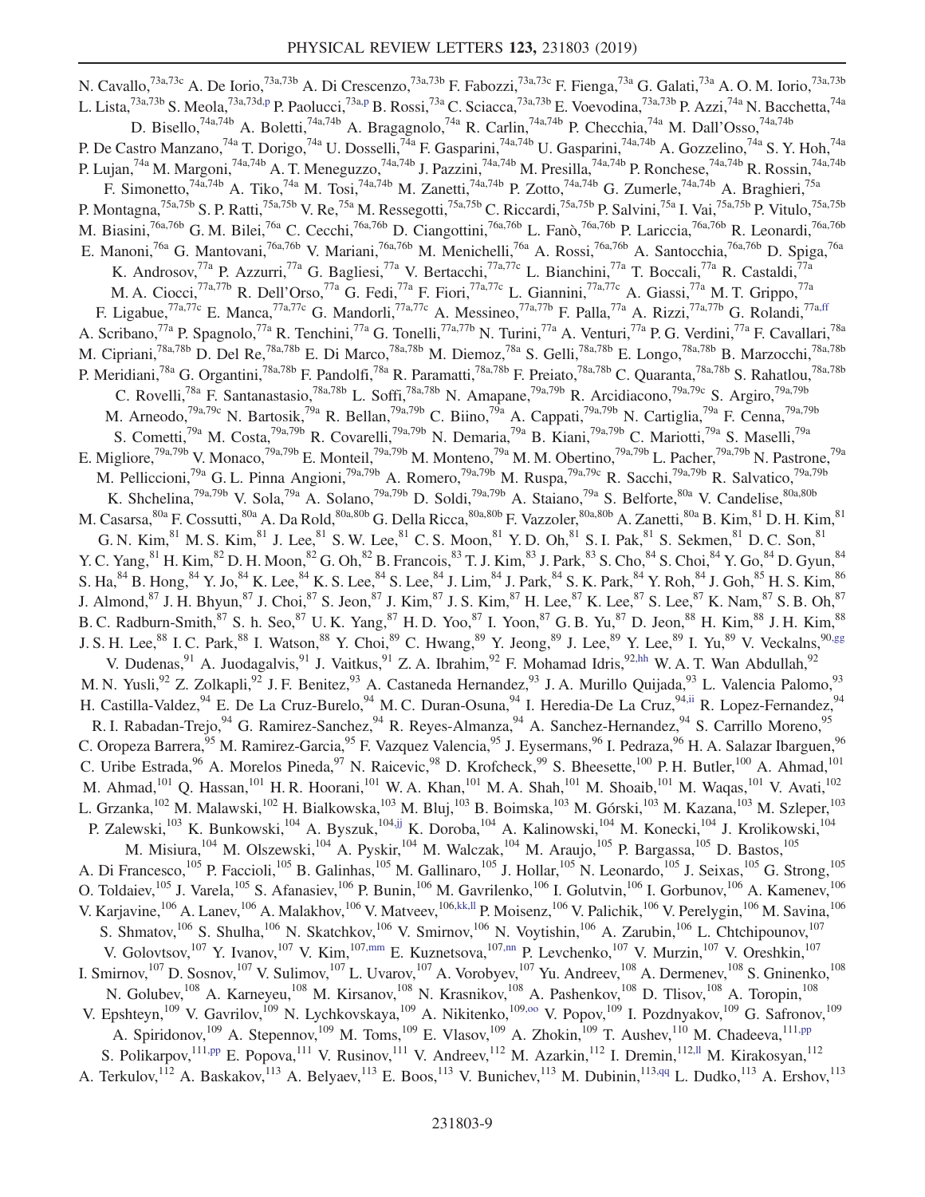N. Cavallo,[73a,73c] A. De Iorio,[73a,73b] A. Di Crescenzo,[73a,73b] F. Fabozzi,[73a,73c] F. Fienga,[73a] G. Galati,[73a] A. O. M. Iorio,[73a,73b] L. Lista,[73a,73b] S. Meola,[73a,73d,p] P. Paolucci,[73a,p] B. Rossi,[73a] C. Sciacca,[73a,73b] E. Voevodina,[73a,73b] P. Azzi,[74a] N. Bacchetta,[74a] D. Bisello,[74a,74b] A. Boletti,[74a,74b] A. Bragagnolo,[74a] R. Carlin,[74a,74b] P. Checchia,[74a] M. Dall'Osso,[74a,74b] P. De Castro Manzano,[74a] T. Dorigo,[74a] U. Dosselli,[74a] F. Gasparini,[74a,74b] U. Gasparini,[74a,74b] A. Gozzelino,[74a] S. Y. Hoh,[74a] P. Lujan,[74a] M. Margoni,[74a,74b] A. T. Meneguzzo,[74a,74b] J. Pazzini,[74a,74b] M. Presilla,[74a,74b] P. Ronchese,[74a,74b] R. Rossin,[74a,74b] F. Simonetto,[74a,74b] A. Tiko,[74a] M. Tosi,[74a,74b] M. Zanetti,[74a,74b] P. Zotto,[74a,74b] G. Zumerle,[74a,74b] A. Braghieri,[75a] P. Montagna,[75a,75b] S. P. Ratti,[75a,75b] V. Re,[75a] M. Ressegotti,[75a,75b] C. Riccardi,[75a,75b] P. Salvini,[75a] I. Vai,[75a,75b] P. Vitulo,[75a,75b] M. Biasini,[76a,76b] G. M. Bilei,[76a] C. Cecchi,[76a,76b] D. Ciangottini,[76a,76b] L. Fanò,[76a,76b] P. Lariccia,[76a,76b] R. Leonardi,[76a,76b] E. Manoni,[76a] G. Mantovani,[76a,76b] V. Mariani,[76a,76b] M. Menichelli,[76a] A. Rossi,[76a,76b] A. Santocchia,[76a,76b] D. Spiga,[76a] K. Androsov,[77a] P. Azzurri,[77a] G. Bagliesi,[77a] V. Bertacchi,[77a,77c] L. Bianchini,[77a] T. Boccali,[77a] R. Castaldi,[77a] M. A. Ciocci,[77a,77b] R. Dell'Orso,[77a] G. Fedi,[77a] F. Fiori,[77a,77c] L. Giannini,[77a,77c] A. Giassi,[77a] M. T. Grippo,[77a] F. Ligabue,[77a,77c] E. Manca,[77a,77c] G. Mandorli,[77a,77c] A. Messineo,[77a,77b] F. Palla,[77a] A. Rizzi,[77a,77b] G. Rolandi,[77a,ff] A. Scribano,[77a] P. Spagnolo,[77a] R. Tenchini,[77a] G. Tonelli,[77a,77b] N. Turini,[77a] A. Venturi,[77a] P. G. Verdini,[77a] F. Cavallari,[78a] M. Cipriani,[78a,78b] D. Del Re,[78a,78b] E. Di Marco,[78a,78b] M. Diemoz,[78a] S. Gelli,[78a,78b] E. Longo,[78a,78b] B. Marzocchi,[78a,78b] P. Meridiani,[78a] G. Organtini,[78a,78b] F. Pandolfi,[78a] R. Paramatti,[78a,78b] F. Preiato,[78a,78b] C. Quaranta,[78a,78b] S. Rahatlou,[78a,78b] C. Rovelli,[78a] F. Santanastasio,[78a,78b] L. Soffi,[78a,78b] N. Amapane,[79a,79b] R. Arcidiacono,[79a,79c] S. Argiro,[79a,79b] M. Arneodo,[79a,79c] N. Bartosik,[79a] R. Bellan,[79a,79b] C. Biino,[79a] A. Cappati,[79a,79b] N. Cartiglia,[79a] F. Cenna,[79a,79b] S. Cometti,[79a] M. Costa,[79a,79b] R. Covarelli,[79a,79b] N. Demaria,[79a] B. Kiani,[79a,79b] C. Mariotti,[79a] S. Maselli,[79a] E. Migliore,[79a,79b] V. Monaco,[79a,79b] E. Monteil,[79a,79b] M. Monteno,[79a] M. M. Obertino,[79a,79b] L. Pacher,[79a,79b] N. Pastrone,[79a] M. Pelliccioni,[79a] G. L. Pinna Angioni,[79a,79b] A. Romero,[79a,79b] M. Ruspa,[79a,79c] R. Sacchi,[79a,79b] R. Salvatico,[79a,79b] K. Shchelina,[79a,79b] V. Sola,[79a] A. Solano,[79a,79b] D. Soldi,[79a,79b] A. Staiano,[79a] S. Belforte,[80a] V. Candelise,[80a,80b] M. Casarsa,[80a] F. Cossutti,[80a] A. Da Rold,[80a,80b] G. Della Ricca,[80a,80b] F. Vazzoler,[80a,80b] A. Zanetti,[80a] B. Kim,[81] D. H. Kim,[81] G. N. Kim,[81] M. S. Kim,[81] J. Lee,[81] S. W. Lee,[81] C. S. Moon,[81] Y. D. Oh,[81] S. I. Pak,[81] S. Sekmen,[81] D. C. Son,[81] Y. C. Yang,[81] H. Kim,[82] D. H. Moon,[82] G. Oh,[82] B. Francois,[83] T. J. Kim,[83] J. Park,[83] S. Cho,[84] S. Choi,[84] Y. Go,[84] D. Gyun,[84] S. Ha,[84] B. Hong,[84] Y. Jo,[84] K. Lee,[84] K. S. Lee,[84] S. Lee,[84] J. Lim,[84] J. Park,[84] S. K. Park,[84] Y. Roh,[84] J. Goh,[85] H. S. Kim,[86] J. Almond,[87] J. H. Bhyun,[87] J. Choi,[87] S. Jeon,[87] J. Kim,[87] J. S. Kim,[87] H. Lee,[87] K. Lee,[87] S. Lee,[87] K. Nam,[87] S. B. Oh,[87] B. C. Radburn-Smith,[87] S. h. Seo,[87] U. K. Yang,[87] H. D. Yoo,[87] I. Yoon,[87] G. B. Yu,[87] D. Jeon,[88] H. Kim,[88] J. H. Kim,[88] J. S. H. Lee,[88] I. C. Park,[88] I. Watson,[88] Y. Choi,[89] C. Hwang,[89] Y. Jeong,[89] J. Lee,[89] Y. Lee,[89] I. Yu,[89] V. Veckalns,[90,gg] V. Dudenas,[91] A. Juodagalvis,[91] J. Vaitkus,[91] Z. A. Ibrahim,[92] F. Mohamad Idris,[92,hh] W. A. T. Wan Abdullah,[92] M. N. Yusli,[92] Z. Zolkapli,[92] J. F. Benitez,[93] A. Castaneda Hernandez,[93] J. A. Murillo Quijada,[93] L. Valencia Palomo,[93] H. Castilla-Valdez,[94] E. De La Cruz-Burelo,[94] M. C. Duran-Osuna,[94] I. Heredia-De La Cruz,[94,ii] R. Lopez-Fernandez,[94] R. I. Rabadan-Trejo,[94] G. Ramirez-Sanchez,[94] R. Reyes-Almanza,[94] A. Sanchez-Hernandez,[94] S. Carrillo Moreno,[95] C. Oropeza Barrera,[95] M. Ramirez-Garcia,[95] F. Vazquez Valencia,[95] J. Eysermans,[96] I. Pedraza,[96] H. A. Salazar Ibarguen,[96] C. Uribe Estrada,[96] A. Morelos Pineda,[97] N. Raicevic,[98] D. Krofcheck,[99] S. Bheesette,[100] P. H. Butler,[100] A. Ahmad,[101] M. Ahmad,[101] Q. Hassan,[101] H. R. Hoorani,[101] W. A. Khan,[101] M. A. Shah,[101] M. Shoaib,[101] M. Waqas,[101] V. Avati,[102] L. Grzanka,[102] M. Malawski,[102] H. Bialkowska,[103] M. Bluj,[103] B. Boimska,[103] M. Górski,[103] M. Kazana,[103] M. Szleper,[103] P. Zalewski,[103] K. Bunkowski,[104] A. Byszuk,[104,jj] K. Doroba,[104] A. Kalinowski,[104] M. Konecki,[104] J. Krolikowski,[104] M. Misiura,[104] M. Olszewski,[104] A. Pyskir,[104] M. Walczak,[104] M. Araujo,[105] P. Bargassa,[105] D. Bastos,[105] A. Di Francesco,[105] P. Faccioli,[105] B. Galinhas,[105] M. Gallinaro,[105] J. Hollar,[105] N. Leonardo,[105] J. Seixas,[105] G. Strong,[105] O. Toldaiev,[105] J. Varela,[105] S. Afanasiev,[106] P. Bunin,[106] M. Gavrilenko,[106] I. Golutvin,[106] I. Gorbunov,[106] A. Kamenev,[106] V. Karjavine,[106] A. Lanev,[106] A. Malakhov,[106] V. Matveev,[106,kk,ll] P. Moisenz,[106] V. Palichik,[106] V. Perelygin,[106] M. Savina,[106] S. Shmatov,[106] S. Shulha,[106] N. Skatchkov,[106] V. Smirnov,[106] N. Voytishin,[106] A. Zarubin,[106] L. Chtchipounov,[107] V. Golovtsov,[107] Y. Ivanov,[107] V. Kim,[107,mm] E. Kuznetsova,[107,nn] P. Levchenko,[107] V. Murzin,[107] V. Oreshkin,[107] I. Smirnov,[107] D. Sosnov,[107] V. Sulimov,[107] L. Uvarov,[107] A. Vorobyev,[107] Yu. Andreev,[108] A. Dermenev,[108] S. Gninenko,[108] N. Golubev,[108] A. Karneyeu,[108] M. Kirsanov,[108] N. Krasnikov,[108] A. Pashenkov,[108] D. Tlisov,[108] A. Toropin,[108] V. Epshteyn,[109] V. Gavrilov,[109] N. Lychkovskaya,[109] A. Nikitenko,[109,oo] V. Popov,[109] I. Pozdnyakov,[109] G. Safronov,[109] A. Spiridonov,[109] A. Stepennov,[109] M. Toms,[109] E. Vlasov,[109] A. Zhokin,[109] T. Aushev,[110] M. Chadeeva,[111,pp] S. Polikarpov,[111,pp] E. Popova,[111] V. Rusinov,[111] V. Andreev,[112] M. Azarkin,[112] I. Dremin,[112,ll] M. Kirakosyan,[112] A. Terkulov,[112] A. Baskakov,[113] A. Belyaev,[113] E. Boos,[113] V. Bunichev,[113] M. Dubinin,[113,qq] L. Dudko,[113] A. Ershov,[113]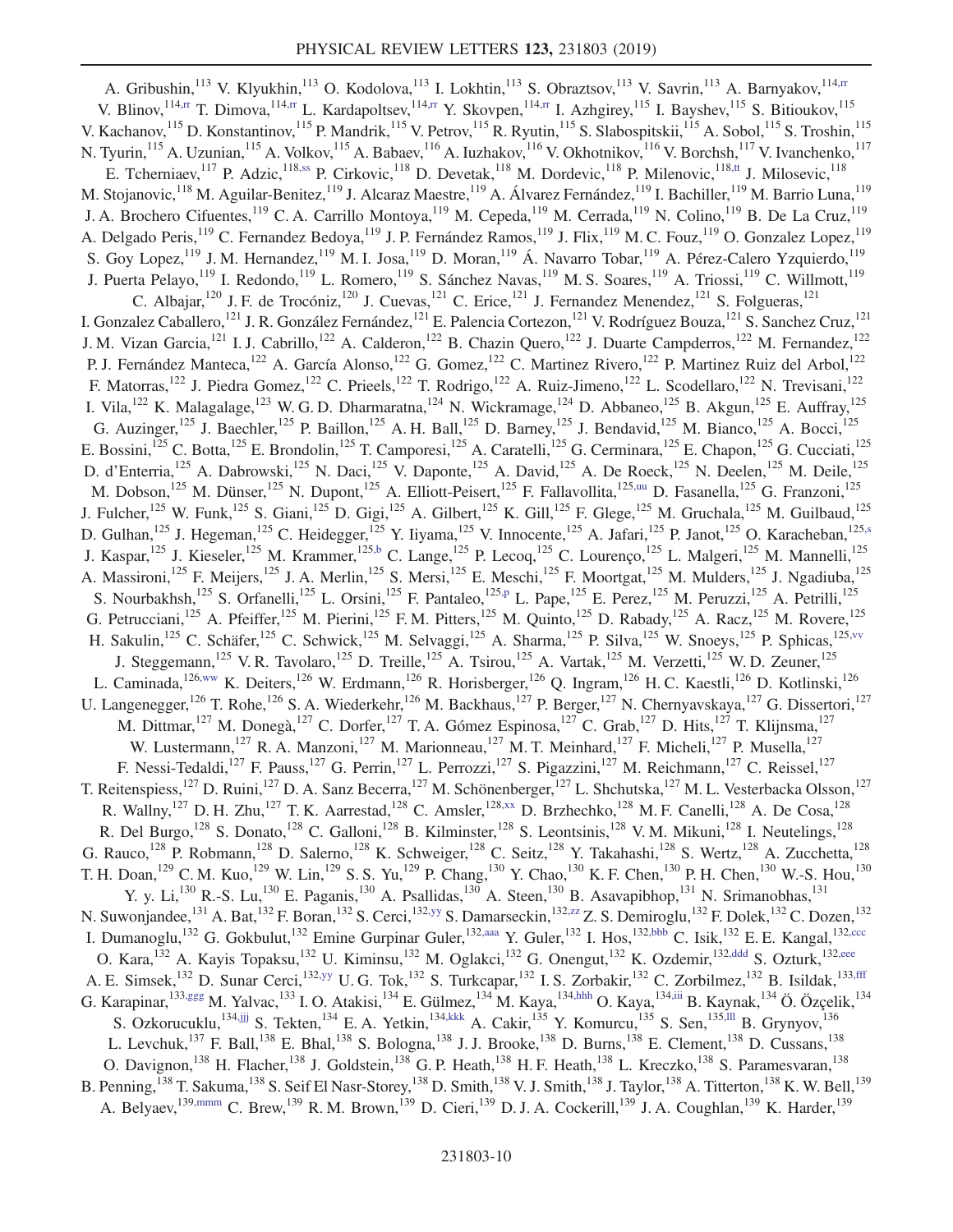A. Gribushin,[113] V. Klyukhin,[113] O. Kodolova,[113] I. Lokhtin,[113] S. Obraztsov,[113] V. Savrin,[113] A. Barnyakov,[114,rr] V. Blinov,[114,rr] T. Dimova,[114,rr] L. Kardapoltsev,[114,rr] Y. Skovpen,[114,rr] I. Azhgirey,[115] I. Bayshev,[115] S. Bitioukov,[115] V. Kachanov,[115] D. Konstantinov,[115] P. Mandrik,[115] V. Petrov,[115] R. Ryutin,[115] S. Slabospitskii,[115] A. Sobol,[115] S. Troshin,[115] N. Tyurin,[115] A. Uzunian,[115] A. Volkov,[115] A. Babaev,[116] A. Iuzhakov,[116] V. Okhotnikov,[116] V. Borchsh,[117] V. Ivanchenko,[117] E. Tcherniaev,[117] P. Adzic,[118,ss] P. Cirkovic,[118] D. Devetak,[118] M. Dordevic,[118] P. Milenovic,[118,tt] J. Milosevic,[118] M. Stojanovic,[118] M. Aguilar-Benitez,[119] J. Alcaraz Maestre,[119] A. Álvarez Fernández,[119] I. Bachiller,[119] M. Barrio Luna,[119] J. A. Brochero Cifuentes,[119] C. A. Carrillo Montoya,[119] M. Cepeda,[119] M. Cerrada,[119] N. Colino,[119] B. De La Cruz,[119] A. Delgado Peris,[119] C. Fernandez Bedoya,[119] J. P. Fernández Ramos,[119] J. Flix,[119] M. C. Fouz,[119] O. Gonzalez Lopez,[119] S. Goy Lopez,[119] J. M. Hernandez,[119] M. I. Josa,[119] D. Moran,[119] Á. Navarro Tobar,[119] A. Pérez-Calero Yzquierdo,[119] J. Puerta Pelayo,[119] I. Redondo,[119] L. Romero,[119] S. Sánchez Navas,[119] M. S. Soares,[119] A. Triossi,[119] C. Willmott,[119] C. Albajar,[120] J. F. de Trocóniz,[120] J. Cuevas,[121] C. Erice,[121] J. Fernandez Menendez,[121] S. Folgueras,[121] I. Gonzalez Caballero,[121] J. R. González Fernández,[121] E. Palencia Cortezon,[121] V. Rodríguez Bouza,[121] S. Sanchez Cruz,[121] J. M. Vizan Garcia,[121] I. J. Cabrillo,[122] A. Calderon,[122] B. Chazin Quero,[122] J. Duarte Campderros,[122] M. Fernandez,[122] P. J. Fernández Manteca,[122] A. García Alonso,[122] G. Gomez,[122] C. Martinez Rivero,[122] P. Martinez Ruiz del Arbol,[122] F. Matorras,[122] J. Piedra Gomez,[122] C. Prieels,[122] T. Rodrigo,[122] A. Ruiz-Jimeno,[122] L. Scodellaro,[122] N. Trevisani,[122] I. Vila,[122] K. Malagalage,[123] W. G. D. Dharmaratna,[124] N. Wickramage,[124] D. Abbaneo,[125] B. Akgun,[125] E. Auffray,[125] G. Auzinger,[125] J. Baechler,[125] P. Baillon,[125] A. H. Ball,[125] D. Barney,[125] J. Bendavid,[125] M. Bianco,[125] A. Bocci,[125] E. Bossini,[125] C. Botta,[125] E. Brondolin,[125] T. Camporesi,[125] A. Caratelli,[125] G. Cerminara,[125] E. Chapon,[125] G. Cucciati,[125] D. d'Enterria,[125] A. Dabrowski,[125] N. Daci,[125] V. Daponte,[125] A. David,[125] A. De Roeck,[125] N. Deelen,[125] M. Deile,[125] M. Dobson,[125] M. Dünser,[125] N. Dupont,[125] A. Elliott-Peisert,[125] F. Fallavollita,[125,uu] D. Fasanella,[125] G. Franzoni,[125] J. Fulcher,[125] W. Funk,[125] S. Giani,[125] D. Gigi,[125] A. Gilbert,[125] K. Gill,[125] F. Glege,[125] M. Gruchala,[125] M. Guilbaud,[125] D. Gulhan,[125] J. Hegeman,[125] C. Heidegger,[125] Y. Iiyama,[125] V. Innocente,[125] A. Jafari,[125] P. Janot,[125] O. Karacheban,[125,s] J. Kaspar,[125] J. Kieseler,[125] M. Krammer,[125,b] C. Lange,[125] P. Lecoq,[125] C. Lourenço,[125] L. Malgeri,[125] M. Mannelli,[125] A. Massironi,[125] F. Meijers,[125] J. A. Merlin,[125] S. Mersi,[125] E. Meschi,[125] F. Moortgat,[125] M. Mulders,[125] J. Ngadiuba,[125] S. Nourbakhsh,[125] S. Orfanelli,[125] L. Orsini,[125] F. Pantaleo,[125,p] L. Pape,[125] E. Perez,[125] M. Peruzzi,[125] A. Petrilli,[125] G. Petrucciani,[125] A. Pfeiffer,[125] M. Pierini,[125] F. M. Pitters,[125] M. Quinto,[125] D. Rabady,[125] A. Racz,[125] M. Rovere,[125] H. Sakulin,[125] C. Schäfer,[125] C. Schwick,[125] M. Selvaggi,[125] A. Sharma,[125] P. Silva,[125] W. Snoeys,[125] P. Sphicas,[125,vv] J. Steggemann,[125] V. R. Tavolaro,[125] D. Treille,[125] A. Tsirou,[125] A. Vartak,[125] M. Verzetti,[125] W. D. Zeuner,[125] L. Caminada,[126,ww] K. Deiters,[126] W. Erdmann,[126] R. Horisberger,[126] Q. Ingram,[126] H. C. Kaestli,[126] D. Kotlinski,[126] U. Langenegger,[126] T. Rohe,[126] S. A. Wiederkehr,[126] M. Backhaus,[127] P. Berger,[127] N. Chernyavskaya,[127] G. Dissertori,[127] M. Dittmar,[127] M. Donegà,[127] C. Dorfer,[127] T. A. Gómez Espinosa,[127] C. Grab,[127] D. Hits,[127] T. Klijnsma,[127] W. Lustermann,[127] R. A. Manzoni,[127] M. Marionneau,[127] M. T. Meinhard,[127] F. Micheli,[127] P. Musella,[127] F. Nessi-Tedaldi,[127] F. Pauss,[127] G. Perrin,[127] L. Perrozzi,[127] S. Pigazzini,[127] M. Reichmann,[127] C. Reissel,[127] T. Reitenspiess,[127] D. Ruini,[127] D. A. Sanz Becerra,[127] M. Schönenberger,[127] L. Shchutska,[127] M. L. Vesterbacka Olsson,[127] R. Wallny,[127] D. H. Zhu,[127] T. K. Aarrestad,[128] C. Amsler,[128,xx] D. Brzhechko,[128] M. F. Canelli,[128] A. De Cosa,[128] R. Del Burgo,[128] S. Donato,[128] C. Galloni,[128] B. Kilminster,[128] S. Leontsinis,[128] V. M. Mikuni,[128] I. Neutelings,[128] G. Rauco,[128] P. Robmann,[128] D. Salerno,[128] K. Schweiger,[128] C. Seitz,[128] Y. Takahashi,[128] S. Wertz,[128] A. Zucchetta,[128] T. H. Doan,[129] C. M. Kuo,[129] W. Lin,[129] S. S. Yu,[129] P. Chang,[130] Y. Chao,[130] K. F. Chen,[130] P. H. Chen,[130] W.-S. Hou,[130] Y. y. Li,[130] R.-S. Lu,[130] E. Paganis,[130] A. Psallidas,[130] A. Steen,[130] B. Asavapibhop,[131] N. Srimanobhas,[131] N. Suwonjandee,[131] A. Bat,[132] F. Boran,[132] S. Cerci,[132,yy] S. Damarseckin,[132,zz] Z. S. Demiroglu,[132] F. Dolek,[132] C. Dozen,[132] I. Dumanoglu,[132] G. Gokbulut,[132] Emine Gurpinar Guler,[132,aaa] Y. Guler,[132] I. Hos,[132,bbb] C. Isik,[132] E. E. Kangal,[132,ccc] O. Kara,[132] A. Kayis Topaksu,[132] U. Kiminsu,[132] M. Oglakci,[132] G. Onengut,[132] K. Ozdemir,[132,ddd] S. Ozturk,[132,eee] A. E. Simsek,[132] D. Sunar Cerci,[132,yy] U. G. Tok,[132] S. Turkcapar,[132] I. S. Zorbakir,[132] C. Zorbilmez,[132] B. Isildak,[133,fff] G. Karapinar,[133,ggg] M. Yalvac,[133] I. O. Atakisi,[134] E. Gülmez,[134] M. Kaya,[134,hhh] O. Kaya,[134,iii] B. Kaynak,[134] Ö. Özçelik,[134] S. Ozkorucuklu,[134,jjj] S. Tekten,[134] E. A. Yetkin,[134,kkk] A. Cakir,[135] Y. Komurcu,[135] S. Sen,[135,lll] B. Grynyov,[136] L. Levchuk,[137] F. Ball,[138] E. Bhal,[138] S. Bologna,[138] J. J. Brooke,[138] D. Burns,[138] E. Clement,[138] D. Cussans,[138] O. Davignon,[138] H. Flacher,[138] J. Goldstein,[138] G. P. Heath,[138] H. F. Heath,[138] L. Kreczko,[138] S. Paramesvaran,[138] B. Penning,[138] T. Sakuma,[138] S. Seif El Nasr-Storey,[138] D. Smith,[138] V. J. Smith,[138] J. Taylor,[138] A. Titterton,[138] K. W. Bell,[139] A. Belyaev,[139,mmm] C. Brew,[139] R. M. Brown,[139] D. Cieri,[139] D. J. A. Cockerill,[139] J. A. Coughlan,[139] K. Harder,[139]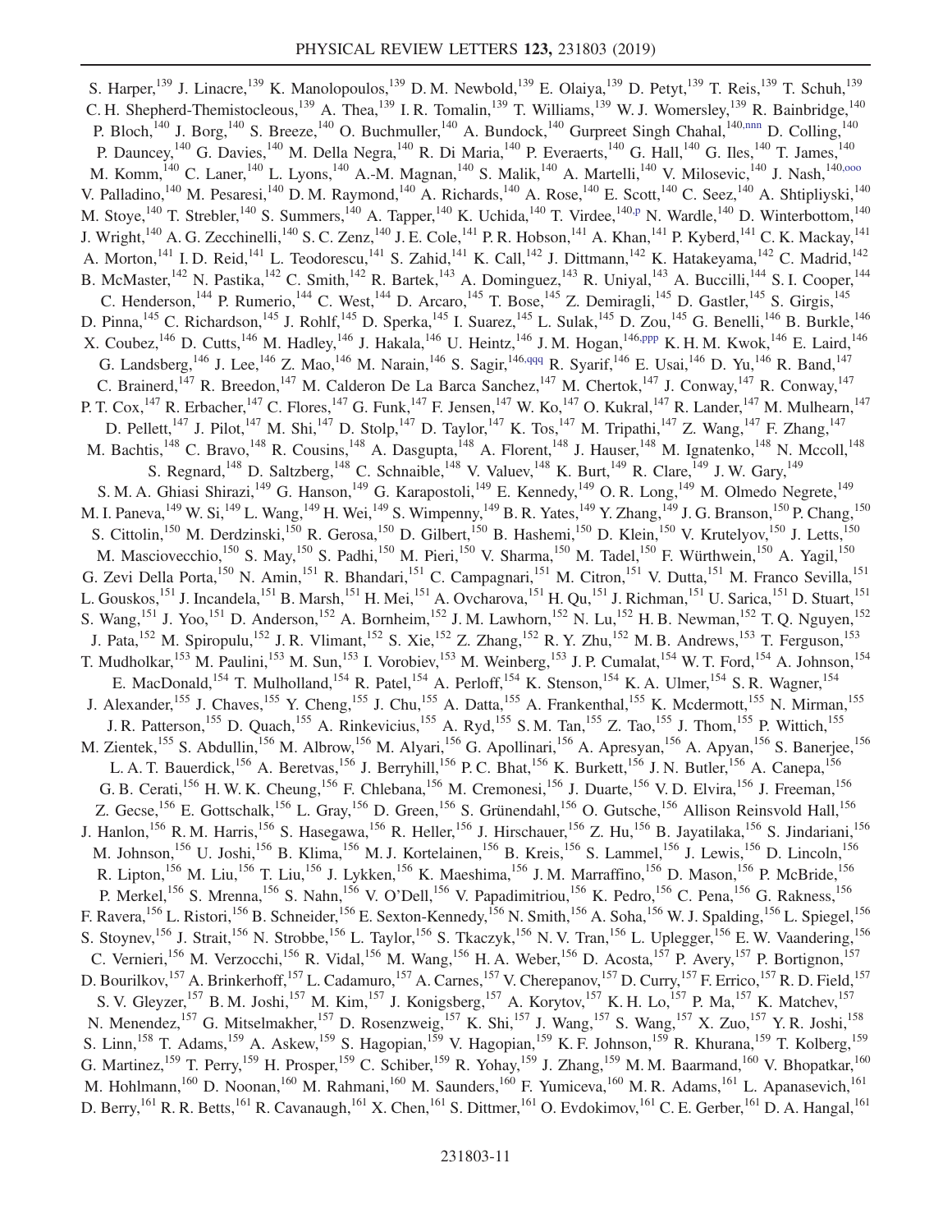S. Harper,[139] J. Linacre,[139] K. Manolopoulos,[139] D. M. Newbold,[139] E. Olaiya,[139] D. Petyt,[139] T. Reis,[139] T. Schuh,[139] C. H. Shepherd-Themistocleous,[139] A. Thea,[139] I. R. Tomalin,[139] T. Williams,[139] W. J. Womersley,[139] R. Bainbridge,[140] P. Bloch,[140] J. Borg,[140] S. Breeze,[140] O. Buchmuller,[140] A. Bundock,[140] Gurpreet Singh Chahal,[140,nnn] D. Colling,[140] P. Dauncey,[140] G. Davies,[140] M. Della Negra,[140] R. Di Maria,[140] P. Everaerts,[140] G. Hall,[140] G. Iles,[140] T. James,[140] M. Komm,[140] C. Laner,[140] L. Lyons,[140] A.-M. Magnan,[140] S. Malik,[140] A. Martelli,[140] V. Milosevic,[140] J. Nash,[140,ooo] V. Palladino,[140] M. Pesaresi,[140] D. M. Raymond,[140] A. Richards,[140] A. Rose,[140] E. Scott,[140] C. Seez,[140] A. Shtipliyski,[140] M. Stoye,[140] T. Strebler,[140] S. Summers,[140] A. Tapper,[140] K. Uchida,[140] T. Virdee,[140,p] N. Wardle,[140] D. Winterbottom,[140] J. Wright,[140] A. G. Zecchinelli,[140] S. C. Zenz,[140] J. E. Cole,[141] P. R. Hobson,[141] A. Khan,[141] P. Kyberd,[141] C. K. Mackay,[141] A. Morton,[141] I. D. Reid,[141] L. Teodorescu,[141] S. Zahid,[141] K. Call,[142] J. Dittmann,[142] K. Hatakeyama,[142] C. Madrid,[142] B. McMaster,[142] N. Pastika,[142] C. Smith,[142] R. Bartek,[143] A. Dominguez,[143] R. Uniyal,[143] A. Buccilli,[144] S. I. Cooper,[144] C. Henderson,[144] P. Rumerio,[144] C. West,[144] D. Arcaro,[145] T. Bose,[145] Z. Demiragli,[145] D. Gastler,[145] S. Girgis,[145] D. Pinna,[145] C. Richardson,[145] J. Rohlf,[145] D. Sperka,[145] I. Suarez,[145] L. Sulak,[145] D. Zou,[145] G. Benelli,[146] B. Burkle,[146] X. Coubez,[146] D. Cutts,[146] M. Hadley,[146] J. Hakala,[146] U. Heintz,[146] J. M. Hogan,[146,ppp] K. H. M. Kwok,[146] E. Laird,[146] G. Landsberg,[146] J. Lee,[146] Z. Mao,[146] M. Narain,[146] S. Sagir,[146,qqq] R. Syarif,[146] E. Usai,[146] D. Yu,[146] R. Band,[147] C. Brainerd,[147] R. Breedon,[147] M. Calderon De La Barca Sanchez,[147] M. Chertok,[147] J. Conway,[147] R. Conway,[147] P. T. Cox,[147] R. Erbacher,[147] C. Flores,[147] G. Funk,[147] F. Jensen,[147] W. Ko,[147] O. Kukral,[147] R. Lander,[147] M. Mulhearn,[147] D. Pellett,[147] J. Pilot,[147] M. Shi,[147] D. Stolp,[147] D. Taylor,[147] K. Tos,[147] M. Tripathi,[147] Z. Wang,[147] F. Zhang,[147] M. Bachtis,[148] C. Bravo,[148] R. Cousins,[148] A. Dasgupta,[148] A. Florent,[148] J. Hauser,[148] M. Ignatenko,[148] N. Mccoll,[148] S. Regnard,[148] D. Saltzberg,[148] C. Schnaible,[148] V. Valuev,[148] K. Burt,[149] R. Clare,[149] J. W. Gary,[149] S. M. A. Ghiasi Shirazi,[149] G. Hanson,[149] G. Karapostoli,[149] E. Kennedy,[149] O. R. Long,[149] M. Olmedo Negrete,[149] M. I. Paneva,[149] W. Si,[149] L. Wang,[149] H. Wei,[149] S. Wimpenny,[149] B. R. Yates,[149] Y. Zhang,[149] J. G. Branson,[150] P. Chang,[150] S. Cittolin,[150] M. Derdzinski,[150] R. Gerosa,[150] D. Gilbert,[150] B. Hashemi,[150] D. Klein,[150] V. Krutelyov,[150] J. Letts,[150] M. Masciovecchio,[150] S. May,[150] S. Padhi,[150] M. Pieri,[150] V. Sharma,[150] M. Tadel,[150] F. Würthwein,[150] A. Yagil,[150] G. Zevi Della Porta,[150] N. Amin,[151] R. Bhandari,[151] C. Campagnari,[151] M. Citron,[151] V. Dutta,[151] M. Franco Sevilla,[151] L. Gouskos,[151] J. Incandela,[151] B. Marsh,[151] H. Mei,[151] A. Ovcharova,[151] H. Qu,[151] J. Richman,[151] U. Sarica,[151] D. Stuart,[151] S. Wang,[151] J. Yoo,[151] D. Anderson,[152] A. Bornheim,[152] J. M. Lawhorn,[152] N. Lu,[152] H. B. Newman,[152] T. Q. Nguyen,[152] J. Pata,[152] M. Spiropulu,[152] J. R. Vlimant,[152] S. Xie,[152] Z. Zhang,[152] R. Y. Zhu,[152] M. B. Andrews,[153] T. Ferguson,[153] T. Mudholkar,[153] M. Paulini,[153] M. Sun,[153] I. Vorobiev,[153] M. Weinberg,[153] J. P. Cumalat,[154] W. T. Ford,[154] A. Johnson,[154] E. MacDonald,[154] T. Mulholland,[154] R. Patel,[154] A. Perloff,[154] K. Stenson,[154] K. A. Ulmer,[154] S. R. Wagner,[154] J. Alexander,[155] J. Chaves,[155] Y. Cheng,[155] J. Chu,[155] A. Datta,[155] A. Frankenthal,[155] K. Mcdermott,[155] N. Mirman,[155] J. R. Patterson,[155] D. Quach,[155] A. Rinkevicius,[155] A. Ryd,[155] S. M. Tan,[155] Z. Tao,[155] J. Thom,[155] P. Wittich,[155] M. Zientek,[155] S. Abdullin,[156] M. Albrow,[156] M. Alyari,[156] G. Apollinari,[156] A. Apresyan,[156] A. Apyan,[156] S. Banerjee,[156] L. A. T. Bauerdick,[156] A. Beretvas,[156] J. Berryhill,[156] P. C. Bhat,[156] K. Burkett,[156] J. N. Butler,[156] A. Canepa,[156] G. B. Cerati,[156] H. W. K. Cheung,[156] F. Chlebana,[156] M. Cremonesi,[156] J. Duarte,[156] V. D. Elvira,[156] J. Freeman,[156] Z. Gecse,[156] E. Gottschalk,[156] L. Gray,[156] D. Green,[156] S. Grünendahl,[156] O. Gutsche,[156] Allison Reinsvold Hall,[156] J. Hanlon,[156] R. M. Harris,[156] S. Hasegawa,[156] R. Heller,[156] J. Hirschauer,[156] Z. Hu,[156] B. Jayatilaka,[156] S. Jindariani,[156] M. Johnson,[156] U. Joshi,[156] B. Klima,[156] M. J. Kortelainen,[156] B. Kreis,[156] S. Lammel,[156] J. Lewis,[156] D. Lincoln,[156] R. Lipton,[156] M. Liu,[156] T. Liu,[156] J. Lykken,[156] K. Maeshima,[156] J. M. Marraffino,[156] D. Mason,[156] P. McBride,[156] P. Merkel,[156] S. Mrenna,[156] S. Nahn,[156] V. O'Dell,[156] V. Papadimitriou,[156] K. Pedro,[156] C. Pena,[156] G. Rakness,[156] F. Ravera,[156] L. Ristori,[156] B. Schneider,[156] E. Sexton-Kennedy,[156] N. Smith,[156] A. Soha,[156] W. J. Spalding,[156] L. Spiegel,[156] S. Stoynev,[156] J. Strait,[156] N. Strobbe,[156] L. Taylor,[156] S. Tkaczyk,[156] N. V. Tran,[156] L. Uplegger,[156] E. W. Vaandering,[156] C. Vernieri,[156] M. Verzocchi,[156] R. Vidal,[156] M. Wang,[156] H. A. Weber,[156] D. Acosta,[157] P. Avery,[157] P. Bortignon,[157] D. Bourilkov,[157] A. Brinkerhoff,[157] L. Cadamuro,[157] A. Carnes,[157] V. Cherepanov,[157] D. Curry,[157] F. Errico,[157] R. D. Field,[157] S. V. Gleyzer,[157] B. M. Joshi,[157] M. Kim,[157] J. Konigsberg,[157] A. Korytov,[157] K. H. Lo,[157] P. Ma,[157] K. Matchev,[157] N. Menendez,[157] G. Mitselmakher,[157] D. Rosenzweig,[157] K. Shi,[157] J. Wang,[157] S. Wang,[157] X. Zuo,[157] Y. R. Joshi,[158] S. Linn,[158] T. Adams,[159] A. Askew,[159] S. Hagopian,[159] V. Hagopian,[159] K. F. Johnson,[159] R. Khurana,[159] T. Kolberg,[159] G. Martinez,[159] T. Perry,[159] H. Prosper,[159] C. Schiber,[159] R. Yohay,[159] J. Zhang,[159] M. M. Baarmand,[160] V. Bhopatkar,[160] M. Hohlmann,[160] D. Noonan,[160] M. Rahmani,[160] M. Saunders,[160] F. Yumiceva,[160] M. R. Adams,[161] L. Apanasevich,[161] D. Berry,[161] R. R. Betts,[161] R. Cavanaugh,[161] X. Chen,[161] S. Dittmer,[161] O. Evdokimov,[161] C. E. Gerber,[161] D. A. Hangal,[161]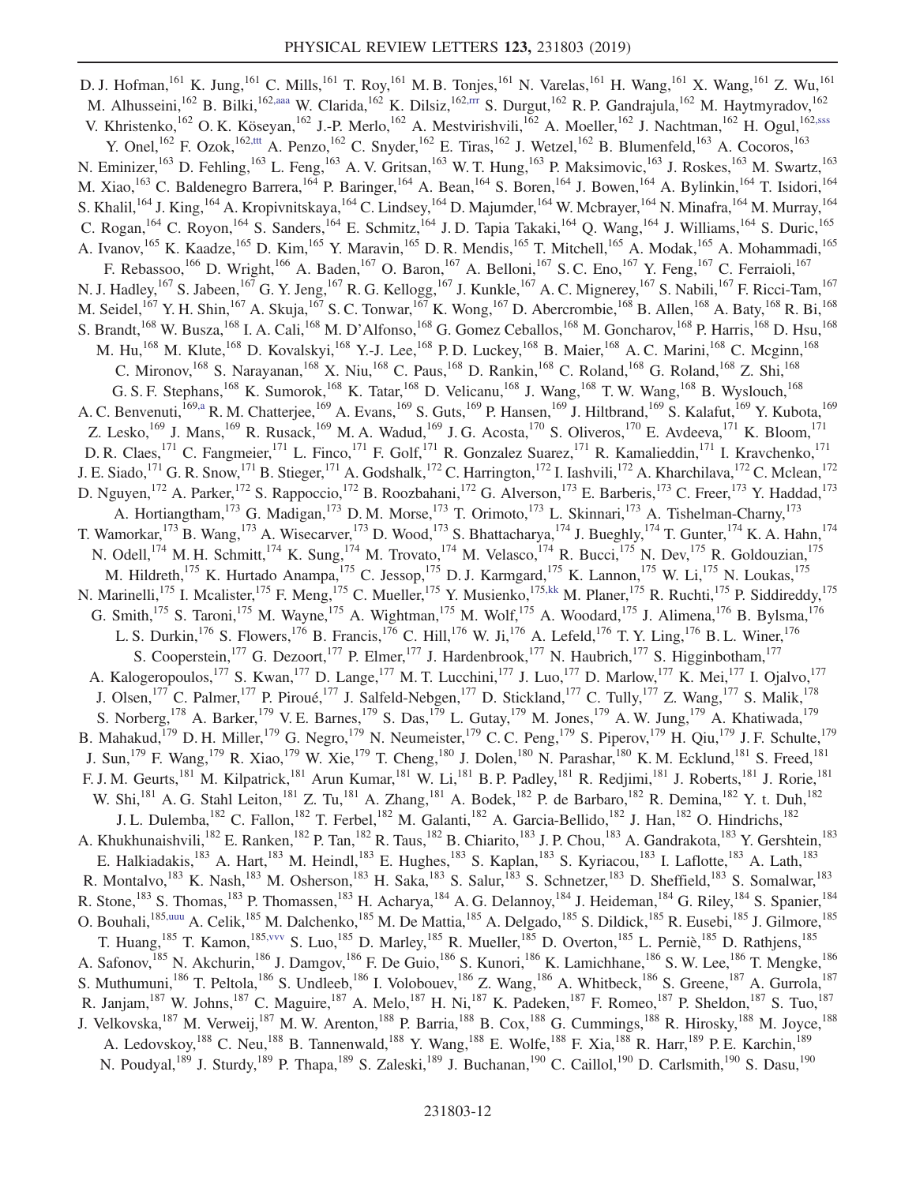D. J. Hofman,[161] K. Jung,[161] C. Mills,[161] T. Roy,[161] M. B. Tonjes,[161] N. Varelas,[161] H. Wang,[161] X. Wang,[161] Z. Wu,[161] M. Alhusseini,[162] B. Bilki,[162,aaa] W. Clarida,[162] K. Dilsiz,[162,rrr] S. Durgut,[162] R. P. Gandrajula,[162] M. Haytmyradov,[162] V. Khristenko,[162] O. K. Köseyan,[162] J.-P. Merlo,[162] A. Mestvirishvili,[162] A. Moeller,[162] J. Nachtman,[162] H. Ogul,[162,sss] Y. Onel,[162] F. Ozok,[162,ttt] A. Penzo,[162] C. Snyder,[162] E. Tiras,[162] J. Wetzel,[162] B. Blumenfeld,[163] A. Cocoros,[163] N. Eminizer,[163] D. Fehling,[163] L. Feng,[163] A. V. Gritsan,[163] W. T. Hung,[163] P. Maksimovic,[163] J. Roskes,[163] M. Swartz,[163] M. Xiao,[163] C. Baldenegro Barrera,[164] P. Baringer,[164] A. Bean,[164] S. Boren,[164] J. Bowen,[164] A. Bylinkin,[164] T. Isidori,[164] S. Khalil,[164] J. King,[164] A. Kropivnitskaya,[164] C. Lindsey,[164] D. Majumder,[164] W. Mcbrayer,[164] N. Minafra,[164] M. Murray,[164] C. Rogan,[164] C. Royon,[164] S. Sanders,[164] E. Schmitz,[164] J. D. Tapia Takaki,[164] Q. Wang,[164] J. Williams,[164] S. Duric,[165] A. Ivanov,[165] K. Kaadze,[165] D. Kim,[165] Y. Maravin,[165] D. R. Mendis,[165] T. Mitchell,[165] A. Modak,[165] A. Mohammadi,[165] F. Rebassoo,[166] D. Wright,[166] A. Baden,[167] O. Baron,[167] A. Belloni,[167] S. C. Eno,[167] Y. Feng,[167] C. Ferraioli,[167] N. J. Hadley,[167] S. Jabeen,[167] G. Y. Jeng,[167] R. G. Kellogg,[167] J. Kunkle,[167] A. C. Mignerey,[167] S. Nabili,[167] F. Ricci-Tam,[167] M. Seidel,[167] Y. H. Shin,[167] A. Skuja,[167] S. C. Tonwar,[167] K. Wong,[167] D. Abercrombie,[168] B. Allen,[168] A. Baty,[168] R. Bi,[168] S. Brandt,[168] W. Busza,[168] I. A. Cali,[168] M. D'Alfonso,[168] G. Gomez Ceballos,[168] M. Goncharov,[168] P. Harris,[168] D. Hsu,[168] M. Hu,[168] M. Klute,[168] D. Kovalskyi,[168] Y.-J. Lee,[168] P. D. Luckey,[168] B. Maier,[168] A. C. Marini,[168] C. Mcginn,[168] C. Mironov,[168] S. Narayanan,[168] X. Niu,[168] C. Paus,[168] D. Rankin,[168] C. Roland,[168] G. Roland,[168] Z. Shi,[168] G. S. F. Stephans,[168] K. Sumorok,[168] K. Tatar,[168] D. Velicanu,[168] J. Wang,[168] T. W. Wang,[168] B. Wyslouch,[168] A. C. Benvenuti,[169,a] R. M. Chatterjee,[169] A. Evans,[169] S. Guts,[169] P. Hansen,[169] J. Hiltbrand,[169] S. Kalafut,[169] Y. Kubota,[169] Z. Lesko,[169] J. Mans,[169] R. Rusack,[169] M. A. Wadud,[169] J. G. Acosta,[170] S. Oliveros,[170] E. Avdeeva,[171] K. Bloom,[171] D. R. Claes,[171] C. Fangmeier,[171] L. Finco,[171] F. Golf,[171] R. Gonzalez Suarez,[171] R. Kamalieddin,[171] I. Kravchenko,[171] J. E. Siado,[171] G. R. Snow,[171] B. Stieger,[171] A. Godshalk,[172] C. Harrington,[172] I. Iashvili,[172] A. Kharchilava,[172] C. Mclean,[172] D. Nguyen,[172] A. Parker,[172] S. Rappoccio,[172] B. Roozbahani,[172] G. Alverson,[173] E. Barberis,[173] C. Freer,[173] Y. Haddad,[173] A. Hortiangtham,[173] G. Madigan,[173] D. M. Morse,[173] T. Orimoto,[173] L. Skinnari,[173] A. Tishelman-Charny,[173] T. Wamorkar,[173] B. Wang,[173] A. Wisecarver,[173] D. Wood,[173] S. Bhattacharya,[174] J. Bueghly,[174] T. Gunter,[174] K. A. Hahn,[174] N. Odell,[174] M. H. Schmitt,[174] K. Sung,[174] M. Trovato,[174] M. Velasco,[174] R. Bucci,[175] N. Dev,[175] R. Goldouzian,[175] M. Hildreth,[175] K. Hurtado Anampa,[175] C. Jessop,[175] D. J. Karmgard,[175] K. Lannon,[175] W. Li,[175] N. Loukas,[175] N. Marinelli,[175] I. Mcalister,[175] F. Meng,[175] C. Mueller,[175] Y. Musienko,[175,kk] M. Planer,[175] R. Ruchti,[175] P. Siddireddy,[175] G. Smith,[175] S. Taroni,[175] M. Wayne,[175] A. Wightman,[175] M. Wolf,[175] A. Woodard,[175] J. Alimena,[176] B. Bylsma,[176] L. S. Durkin,[176] S. Flowers,[176] B. Francis,[176] C. Hill,[176] W. Ji,[176] A. Lefeld,[176] T. Y. Ling,[176] B. L. Winer,[176] S. Cooperstein,[177] G. Dezoort,[177] P. Elmer,[177] J. Hardenbrook,[177] N. Haubrich,[177] S. Higginbotham,[177] A. Kalogeropoulos,[177] S. Kwan,[177] D. Lange,[177] M. T. Lucchini,[177] J. Luo,[177] D. Marlow,[177] K. Mei,[177] I. Ojalvo,[177] J. Olsen,[177] C. Palmer,[177] P. Piroué,[177] J. Salfeld-Nebgen,[177] D. Stickland,[177] C. Tully,[177] Z. Wang,[177] S. Malik,[178] S. Norberg,[178] A. Barker,[179] V. E. Barnes,[179] S. Das,[179] L. Gutay,[179] M. Jones,[179] A. W. Jung,[179] A. Khatiwada,[179] B. Mahakud,[179] D. H. Miller,[179] G. Negro,[179] N. Neumeister,[179] C. C. Peng,[179] S. Piperov,[179] H. Qiu,[179] J. F. Schulte,[179] J. Sun,[179] F. Wang,[179] R. Xiao,[179] W. Xie,[179] T. Cheng,[180] J. Dolen,[180] N. Parashar,[180] K. M. Ecklund,[181] S. Freed,[181] F. J. M. Geurts,[181] M. Kilpatrick,[181] Arun Kumar,[181] W. Li,[181] B. P. Padley,[181] R. Redjimi,[181] J. Roberts,[181] J. Rorie,[181] W. Shi,[181] A. G. Stahl Leiton,[181] Z. Tu,[181] A. Zhang,[181] A. Bodek,[182] P. de Barbaro,[182] R. Demina,[182] Y. t. Duh,[182] J. L. Dulemba,[182] C. Fallon,[182] T. Ferbel,[182] M. Galanti,[182] A. Garcia-Bellido,[182] J. Han,[182] O. Hindrichs,[182] A. Khukhunaishvili,[182] E. Ranken,[182] P. Tan,[182] R. Taus,[182] B. Chiarito,[183] J. P. Chou,[183] A. Gandrakota,[183] Y. Gershtein,[183] E. Halkiadakis,[183] A. Hart,[183] M. Heindl,[183] E. Hughes,[183] S. Kaplan,[183] S. Kyriacou,[183] I. Laflotte,[183] A. Lath,[183] R. Montalvo,[183] K. Nash,[183] M. Osherson,[183] H. Saka,[183] S. Salur,[183] S. Schnetzer,[183] D. Sheffield,[183] S. Somalwar,[183] R. Stone,[183] S. Thomas,[183] P. Thomassen,[183] H. Acharya,[184] A. G. Delannoy,[184] J. Heideman,[184] G. Riley,[184] S. Spanier,[184] O. Bouhali,[185,uuu] A. Celik,[185] M. Dalchenko,[185] M. De Mattia,[185] A. Delgado,[185] S. Dildick,[185] R. Eusebi,[185] J. Gilmore,[185] T. Huang,[185] T. Kamon,[185,vvv] S. Luo,[185] D. Marley,[185] R. Mueller,[185] D. Overton,[185] L. Perniè,[185] D. Rathjens,[185] A. Safonov,[185] N. Akchurin,[186] J. Damgov,[186] F. De Guio,[186] S. Kunori,[186] K. Lamichhane,[186] S. W. Lee,[186] T. Mengke,[186] S. Muthumuni,[186] T. Peltola,[186] S. Undleeb,[186] I. Volobouev,[186] Z. Wang,[186] A. Whitbeck,[186] S. Greene,[187] A. Gurrola,[187] R. Janjam,[187] W. Johns,[187] C. Maguire,[187] A. Melo,[187] H. Ni,[187] K. Padeken,[187] F. Romeo,[187] P. Sheldon,[187] S. Tuo,[187] J. Velkovska,[187] M. Verweij,[187] M. W. Arenton,[188] P. Barria,[188] B. Cox,[188] G. Cummings,[188] R. Hirosky,[188] M. Joyce,[188] A. Ledovskoy,[188] C. Neu,[188] B. Tannenwald,[188] Y. Wang,[188] E. Wolfe,[188] F. Xia,[188] R. Harr,[189] P. E. Karchin,[189] N. Poudyal,[189] J. Sturdy,[189] P. Thapa,[189] S. Zaleski,[189] J. Buchanan,[190] C. Caillol,[190] D. Carlsmith,[190] S. Dasu,[190]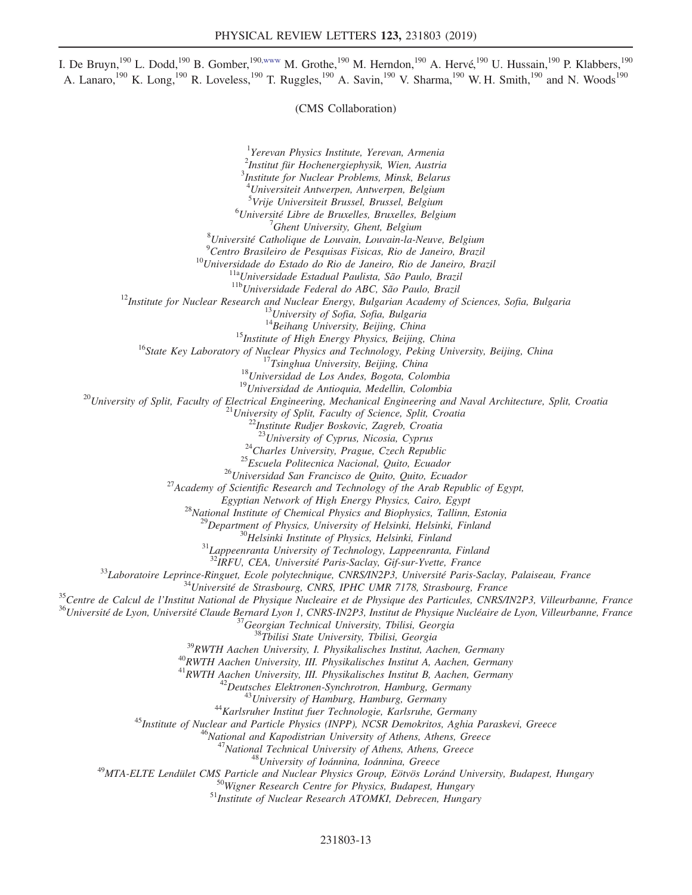I. De Bruyn,[190] L. Dodd,[190] B. Gomber,[190,www] M. Grothe,[190] M. Herndon,[190] A. Hervé,[190] U. Hussain,[190] P. Klabbers,[190] A. Lanaro,[190] K. Long,[190] R. Loveless,[190] T. Ruggles,[190] A. Savin,[190] V. Sharma,[190] W. H. Smith,[190] and N. Woods[190]

(CMS Collaboration)

[1]*Yerevan Physics Institute, Yerevan, Armenia*
[2]*Institut für Hochenergiephysik, Wien, Austria*
[3]*Institute for Nuclear Problems, Minsk, Belarus*
[4]*Universiteit Antwerpen, Antwerpen, Belgium*
[5]*Vrije Universiteit Brussel, Brussel, Belgium*
[6]*Université Libre de Bruxelles, Bruxelles, Belgium*
[7]*Ghent University, Ghent, Belgium*
[8]*Université Catholique de Louvain, Louvain-la-Neuve, Belgium*
[9]*Centro Brasileiro de Pesquisas Fisicas, Rio de Janeiro, Brazil*
[10]*Universidade do Estado do Rio de Janeiro, Rio de Janeiro, Brazil*
[11a]*Universidade Estadual Paulista, São Paulo, Brazil*
[11b]*Universidade Federal do ABC, São Paulo, Brazil*
[12]*Institute for Nuclear Research and Nuclear Energy, Bulgarian Academy of Sciences, Sofia, Bulgaria*
[13]*University of Sofia, Sofia, Bulgaria*
[14]*Beihang University, Beijing, China*
[15]*Institute of High Energy Physics, Beijing, China*
[16]*State Key Laboratory of Nuclear Physics and Technology, Peking University, Beijing, China*
[17]*Tsinghua University, Beijing, China*
[18]*Universidad de Los Andes, Bogota, Colombia*
[19]*Universidad de Antioquia, Medellin, Colombia*
[20]*University of Split, Faculty of Electrical Engineering, Mechanical Engineering and Naval Architecture, Split, Croatia*
[21]*University of Split, Faculty of Science, Split, Croatia*
[22]*Institute Rudjer Boskovic, Zagreb, Croatia*
[23]*University of Cyprus, Nicosia, Cyprus*
[24]*Charles University, Prague, Czech Republic*
[25]*Escuela Politecnica Nacional, Quito, Ecuador*
[26]*Universidad San Francisco de Quito, Quito, Ecuador*
[27]*Academy of Scientific Research and Technology of the Arab Republic of Egypt, Egyptian Network of High Energy Physics, Cairo, Egypt*
[28]*National Institute of Chemical Physics and Biophysics, Tallinn, Estonia*
[29]*Department of Physics, University of Helsinki, Helsinki, Finland*
[30]*Helsinki Institute of Physics, Helsinki, Finland*
[31]*Lappeenranta University of Technology, Lappeenranta, Finland*
[32]*IRFU, CEA, Université Paris-Saclay, Gif-sur-Yvette, France*
[33]*Laboratoire Leprince-Ringuet, Ecole polytechnique, CNRS/IN2P3, Université Paris-Saclay, Palaiseau, France*
[34]*Université de Strasbourg, CNRS, IPHC UMR 7178, Strasbourg, France*
[35]*Centre de Calcul de l'Institut National de Physique Nucleaire et de Physique des Particules, CNRS/IN2P3, Villeurbanne, France*
[36]*Université de Lyon, Université Claude Bernard Lyon 1, CNRS-IN2P3, Institut de Physique Nucléaire de Lyon, Villeurbanne, France*
[37]*Georgian Technical University, Tbilisi, Georgia*
[38]*Tbilisi State University, Tbilisi, Georgia*
[39]*RWTH Aachen University, I. Physikalisches Institut, Aachen, Germany*
[40]*RWTH Aachen University, III. Physikalisches Institut A, Aachen, Germany*
[41]*RWTH Aachen University, III. Physikalisches Institut B, Aachen, Germany*
[42]*Deutsches Elektronen-Synchrotron, Hamburg, Germany*
[43]*University of Hamburg, Hamburg, Germany*
[44]*Karlsruher Institut fuer Technologie, Karlsruhe, Germany*
[45]*Institute of Nuclear and Particle Physics (INPP), NCSR Demokritos, Aghia Paraskevi, Greece*
[46]*National and Kapodistrian University of Athens, Athens, Greece*
[47]*National Technical University of Athens, Athens, Greece*
[48]*University of Ioánnina, Ioánnina, Greece*
[49]*MTA-ELTE Lendület CMS Particle and Nuclear Physics Group, Eötvös Loránd University, Budapest, Hungary*
[50]*Wigner Research Centre for Physics, Budapest, Hungary*
[51]*Institute of Nuclear Research ATOMKI, Debrecen, Hungary*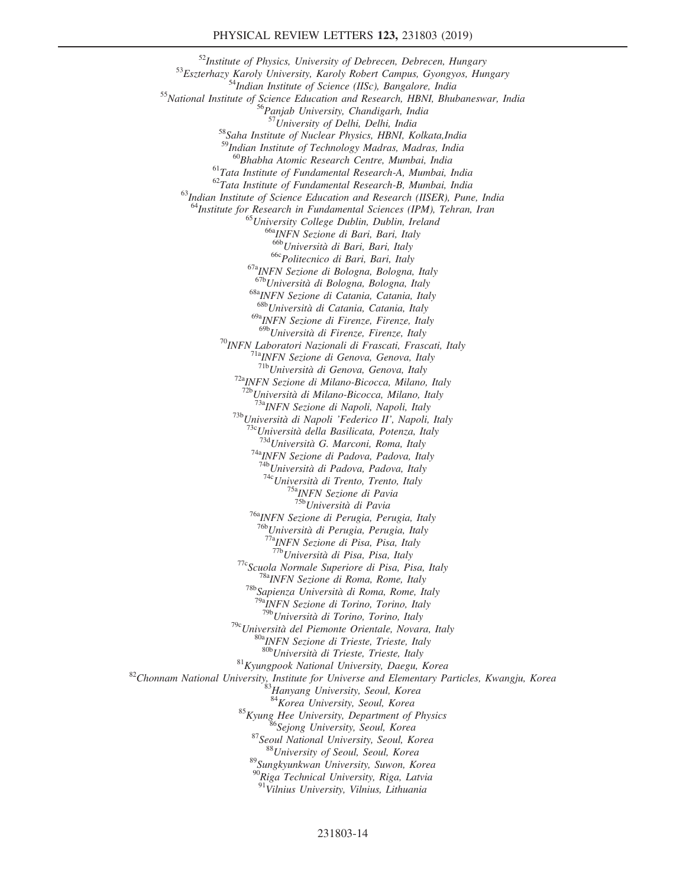[52]Institute of Physics, University of Debrecen, Debrecen, Hungary
[53]Eszterhazy Karoly University, Karoly Robert Campus, Gyongyos, Hungary
[54]Indian Institute of Science (IISc), Bangalore, India
[55]National Institute of Science Education and Research, HBNI, Bhubaneswar, India
[56]Panjab University, Chandigarh, India
[57]University of Delhi, Delhi, India
[58]Saha Institute of Nuclear Physics, HBNI, Kolkata,India
[59]Indian Institute of Technology Madras, Madras, India
[60]Bhabha Atomic Research Centre, Mumbai, India
[61]Tata Institute of Fundamental Research-A, Mumbai, India
[62]Tata Institute of Fundamental Research-B, Mumbai, India
[63]Indian Institute of Science Education and Research (IISER), Pune, India
[64]Institute for Research in Fundamental Sciences (IPM), Tehran, Iran
[65]University College Dublin, Dublin, Ireland
[66a]INFN Sezione di Bari, Bari, Italy
[66b]Università di Bari, Bari, Italy
[66c]Politecnico di Bari, Bari, Italy
[67a]INFN Sezione di Bologna, Bologna, Italy
[67b]Università di Bologna, Bologna, Italy
[68a]INFN Sezione di Catania, Catania, Italy
[68b]Università di Catania, Catania, Italy
[69a]INFN Sezione di Firenze, Firenze, Italy
[69b]Università di Firenze, Firenze, Italy
[70]INFN Laboratori Nazionali di Frascati, Frascati, Italy
[71a]INFN Sezione di Genova, Genova, Italy
[71b]Università di Genova, Genova, Italy
[72a]INFN Sezione di Milano-Bicocca, Milano, Italy
[72b]Università di Milano-Bicocca, Milano, Italy
[73a]INFN Sezione di Napoli, Napoli, Italy
[73b]Università di Napoli 'Federico II', Napoli, Italy
[73c]Università della Basilicata, Potenza, Italy
[73d]Università G. Marconi, Roma, Italy
[74a]INFN Sezione di Padova, Padova, Italy
[74b]Università di Padova, Padova, Italy
[74c]Università di Trento, Trento, Italy
[75a]INFN Sezione di Pavia
[75b]Università di Pavia
[76a]INFN Sezione di Perugia, Perugia, Italy
[76b]Università di Perugia, Perugia, Italy
[77a]INFN Sezione di Pisa, Pisa, Italy
[77b]Università di Pisa, Pisa, Italy
[77c]Scuola Normale Superiore di Pisa, Pisa, Italy
[78a]INFN Sezione di Roma, Rome, Italy
[78b]Sapienza Università di Roma, Rome, Italy
[79a]INFN Sezione di Torino, Torino, Italy
[79b]Università di Torino, Torino, Italy
[79c]Università del Piemonte Orientale, Novara, Italy
[80a]INFN Sezione di Trieste, Trieste, Italy
[80b]Università di Trieste, Trieste, Italy
[81]Kyungpook National University, Daegu, Korea
[82]Chonnam National University, Institute for Universe and Elementary Particles, Kwangju, Korea
[83]Hanyang University, Seoul, Korea
[84]Korea University, Seoul, Korea
[85]Kyung Hee University, Department of Physics
[86]Sejong University, Seoul, Korea
[87]Seoul National University, Seoul, Korea
[88]University of Seoul, Seoul, Korea
[89]Sungkyunkwan University, Suwon, Korea
[90]Riga Technical University, Riga, Latvia
[91]Vilnius University, Vilnius, Lithuania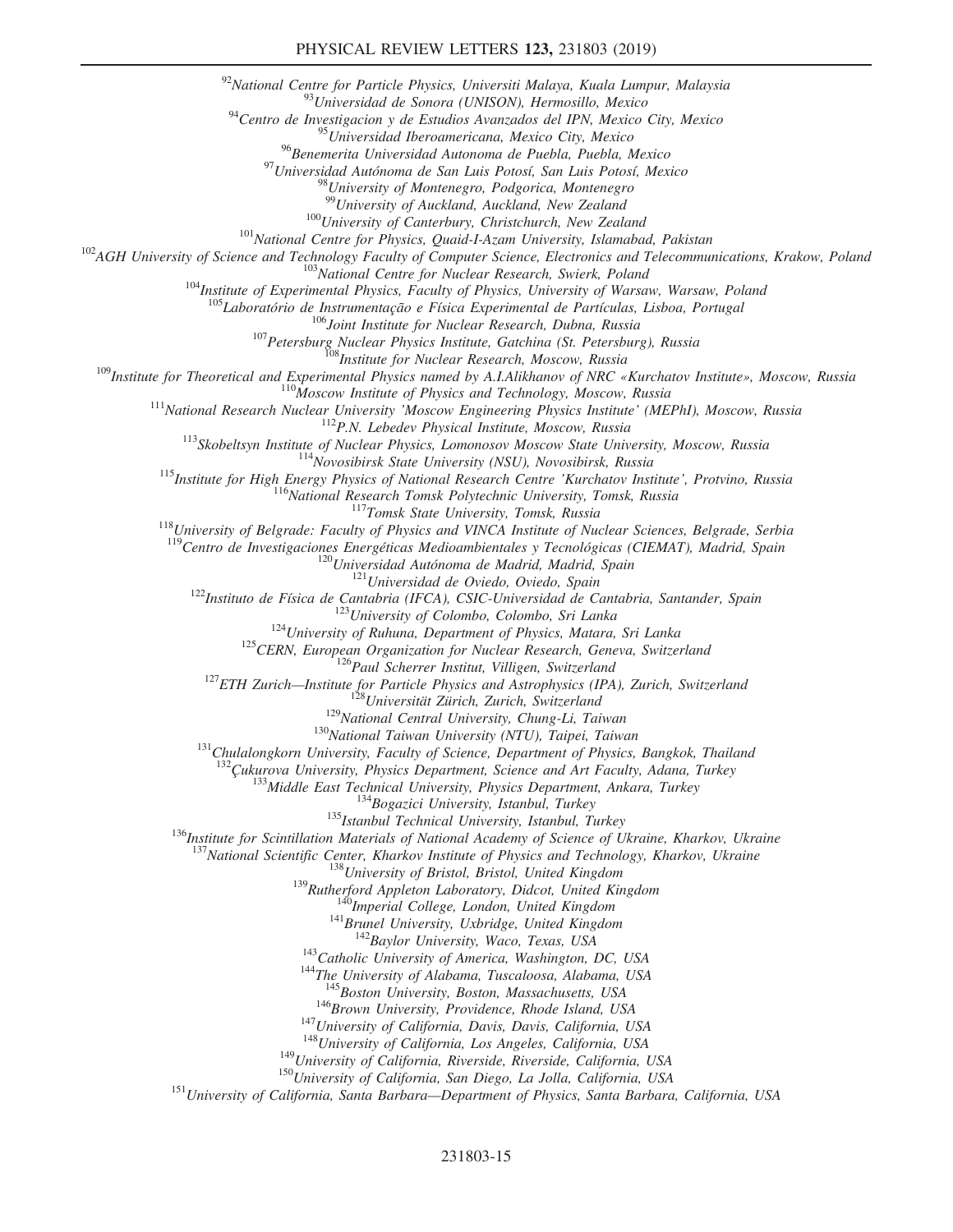[92]*National Centre for Particle Physics, Universiti Malaya, Kuala Lumpur, Malaysia*
[93]*Universidad de Sonora (UNISON), Hermosillo, Mexico*
[94]*Centro de Investigacion y de Estudios Avanzados del IPN, Mexico City, Mexico*
[95]*Universidad Iberoamericana, Mexico City, Mexico*
[96]*Benemerita Universidad Autonoma de Puebla, Puebla, Mexico*
[97]*Universidad Autónoma de San Luis Potosí, San Luis Potosí, Mexico*
[98]*University of Montenegro, Podgorica, Montenegro*
[99]*University of Auckland, Auckland, New Zealand*
[100]*University of Canterbury, Christchurch, New Zealand*
[101]*National Centre for Physics, Quaid-I-Azam University, Islamabad, Pakistan*
[102]*AGH University of Science and Technology Faculty of Computer Science, Electronics and Telecommunications, Krakow, Poland*
[103]*National Centre for Nuclear Research, Swierk, Poland*
[104]*Institute of Experimental Physics, Faculty of Physics, University of Warsaw, Warsaw, Poland*
[105]*Laboratório de Instrumentação e Física Experimental de Partículas, Lisboa, Portugal*
[106]*Joint Institute for Nuclear Research, Dubna, Russia*
[107]*Petersburg Nuclear Physics Institute, Gatchina (St. Petersburg), Russia*
[108]*Institute for Nuclear Research, Moscow, Russia*
[109]*Institute for Theoretical and Experimental Physics named by A.I.Alikhanov of NRC «Kurchatov Institute», Moscow, Russia*
[110]*Moscow Institute of Physics and Technology, Moscow, Russia*
[111]*National Research Nuclear University 'Moscow Engineering Physics Institute' (MEPhI), Moscow, Russia*
[112]*P.N. Lebedev Physical Institute, Moscow, Russia*
[113]*Skobeltsyn Institute of Nuclear Physics, Lomonosov Moscow State University, Moscow, Russia*
[114]*Novosibirsk State University (NSU), Novosibirsk, Russia*
[115]*Institute for High Energy Physics of National Research Centre 'Kurchatov Institute', Protvino, Russia*
[116]*National Research Tomsk Polytechnic University, Tomsk, Russia*
[117]*Tomsk State University, Tomsk, Russia*
[118]*University of Belgrade: Faculty of Physics and VINCA Institute of Nuclear Sciences, Belgrade, Serbia*
[119]*Centro de Investigaciones Energéticas Medioambientales y Tecnológicas (CIEMAT), Madrid, Spain*
[120]*Universidad Autónoma de Madrid, Madrid, Spain*
[121]*Universidad de Oviedo, Oviedo, Spain*
[122]*Instituto de Física de Cantabria (IFCA), CSIC-Universidad de Cantabria, Santander, Spain*
[123]*University of Colombo, Colombo, Sri Lanka*
[124]*University of Ruhuna, Department of Physics, Matara, Sri Lanka*
[125]*CERN, European Organization for Nuclear Research, Geneva, Switzerland*
[126]*Paul Scherrer Institut, Villigen, Switzerland*
[127]*ETH Zurich—Institute for Particle Physics and Astrophysics (IPA), Zurich, Switzerland*
[128]*Universität Zürich, Zurich, Switzerland*
[129]*National Central University, Chung-Li, Taiwan*
[130]*National Taiwan University (NTU), Taipei, Taiwan*
[131]*Chulalongkorn University, Faculty of Science, Department of Physics, Bangkok, Thailand*
[132]*Çukurova University, Physics Department, Science and Art Faculty, Adana, Turkey*
[133]*Middle East Technical University, Physics Department, Ankara, Turkey*
[134]*Bogazici University, Istanbul, Turkey*
[135]*Istanbul Technical University, Istanbul, Turkey*
[136]*Institute for Scintillation Materials of National Academy of Science of Ukraine, Kharkov, Ukraine*
[137]*National Scientific Center, Kharkov Institute of Physics and Technology, Kharkov, Ukraine*
[138]*University of Bristol, Bristol, United Kingdom*
[139]*Rutherford Appleton Laboratory, Didcot, United Kingdom*
[140]*Imperial College, London, United Kingdom*
[141]*Brunel University, Uxbridge, United Kingdom*
[142]*Baylor University, Waco, Texas, USA*
[143]*Catholic University of America, Washington, DC, USA*
[144]*The University of Alabama, Tuscaloosa, Alabama, USA*
[145]*Boston University, Boston, Massachusetts, USA*
[146]*Brown University, Providence, Rhode Island, USA*
[147]*University of California, Davis, Davis, California, USA*
[148]*University of California, Los Angeles, California, USA*
[149]*University of California, Riverside, Riverside, California, USA*
[150]*University of California, San Diego, La Jolla, California, USA*
[151]*University of California, Santa Barbara—Department of Physics, Santa Barbara, California, USA*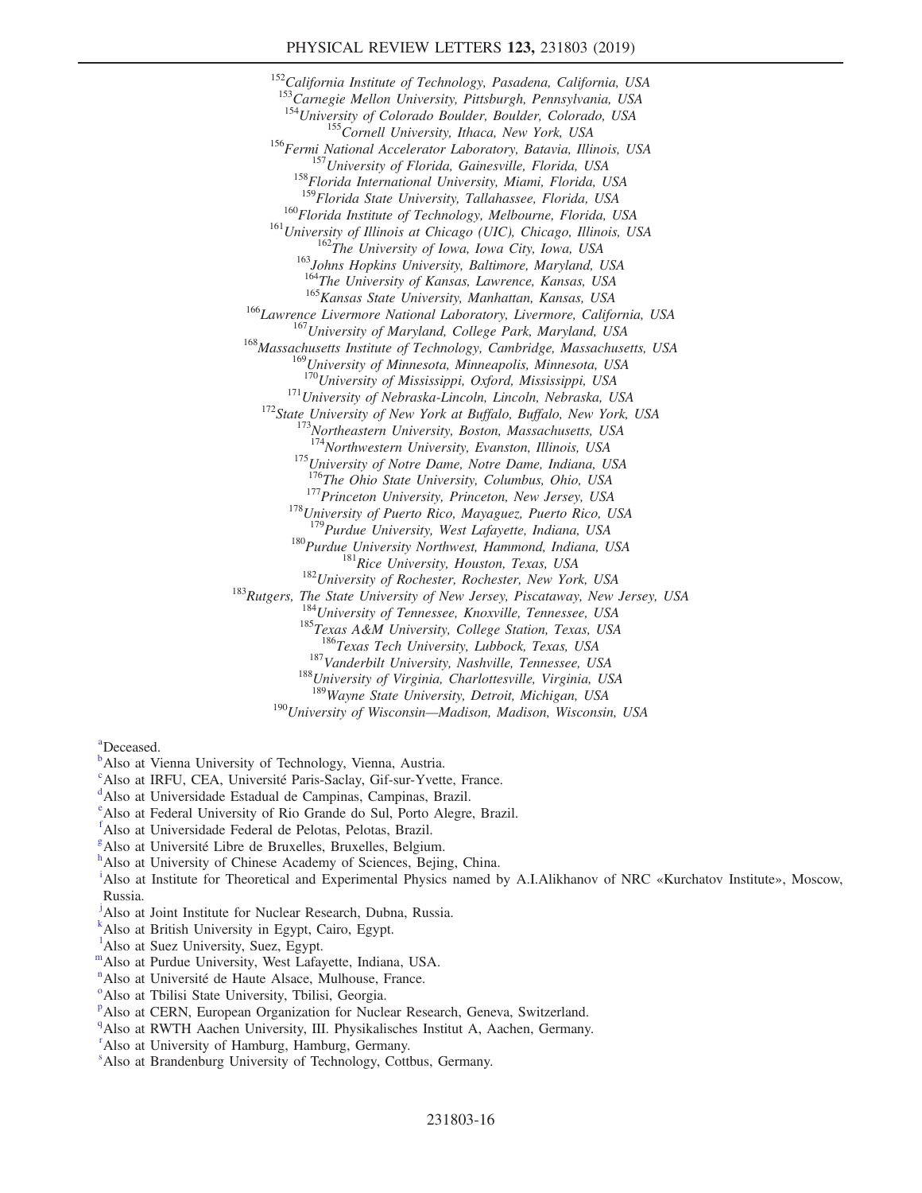[152]*California Institute of Technology, Pasadena, California, USA*
[153]*Carnegie Mellon University, Pittsburgh, Pennsylvania, USA*
[154]*University of Colorado Boulder, Boulder, Colorado, USA*
[155]*Cornell University, Ithaca, New York, USA*
[156]*Fermi National Accelerator Laboratory, Batavia, Illinois, USA*
[157]*University of Florida, Gainesville, Florida, USA*
[158]*Florida International University, Miami, Florida, USA*
[159]*Florida State University, Tallahassee, Florida, USA*
[160]*Florida Institute of Technology, Melbourne, Florida, USA*
[161]*University of Illinois at Chicago (UIC), Chicago, Illinois, USA*
[162]*The University of Iowa, Iowa City, Iowa, USA*
[163]*Johns Hopkins University, Baltimore, Maryland, USA*
[164]*The University of Kansas, Lawrence, Kansas, USA*
[165]*Kansas State University, Manhattan, Kansas, USA*
[166]*Lawrence Livermore National Laboratory, Livermore, California, USA*
[167]*University of Maryland, College Park, Maryland, USA*
[168]*Massachusetts Institute of Technology, Cambridge, Massachusetts, USA*
[169]*University of Minnesota, Minneapolis, Minnesota, USA*
[170]*University of Mississippi, Oxford, Mississippi, USA*
[171]*University of Nebraska-Lincoln, Lincoln, Nebraska, USA*
[172]*State University of New York at Buffalo, Buffalo, New York, USA*
[173]*Northeastern University, Boston, Massachusetts, USA*
[174]*Northwestern University, Evanston, Illinois, USA*
[175]*University of Notre Dame, Notre Dame, Indiana, USA*
[176]*The Ohio State University, Columbus, Ohio, USA*
[177]*Princeton University, Princeton, New Jersey, USA*
[178]*University of Puerto Rico, Mayaguez, Puerto Rico, USA*
[179]*Purdue University, West Lafayette, Indiana, USA*
[180]*Purdue University Northwest, Hammond, Indiana, USA*
[181]*Rice University, Houston, Texas, USA*
[182]*University of Rochester, Rochester, New York, USA*
[183]*Rutgers, The State University of New Jersey, Piscataway, New Jersey, USA*
[184]*University of Tennessee, Knoxville, Tennessee, USA*
[185]*Texas A&M University, College Station, Texas, USA*
[186]*Texas Tech University, Lubbock, Texas, USA*
[187]*Vanderbilt University, Nashville, Tennessee, USA*
[188]*University of Virginia, Charlottesville, Virginia, USA*
[189]*Wayne State University, Detroit, Michigan, USA*
[190]*University of Wisconsin—Madison, Madison, Wisconsin, USA*

[a]Deceased.
[b]Also at Vienna University of Technology, Vienna, Austria.
[c]Also at IRFU, CEA, Université Paris-Saclay, Gif-sur-Yvette, France.
[d]Also at Universidade Estadual de Campinas, Campinas, Brazil.
[e]Also at Federal University of Rio Grande do Sul, Porto Alegre, Brazil.
[f]Also at Universidade Federal de Pelotas, Pelotas, Brazil.
[g]Also at Université Libre de Bruxelles, Bruxelles, Belgium.
[h]Also at University of Chinese Academy of Sciences, Bejing, China.
[i]Also at Institute for Theoretical and Experimental Physics named by A.I.Alikhanov of NRC «Kurchatov Institute», Moscow, Russia.
[j]Also at Joint Institute for Nuclear Research, Dubna, Russia.
[k]Also at British University in Egypt, Cairo, Egypt.
[l]Also at Suez University, Suez, Egypt.
[m]Also at Purdue University, West Lafayette, Indiana, USA.
[n]Also at Université de Haute Alsace, Mulhouse, France.
[o]Also at Tbilisi State University, Tbilisi, Georgia.
[p]Also at CERN, European Organization for Nuclear Research, Geneva, Switzerland.
[q]Also at RWTH Aachen University, III. Physikalisches Institut A, Aachen, Germany.
[r]Also at University of Hamburg, Hamburg, Germany.
[s]Also at Brandenburg University of Technology, Cottbus, Germany.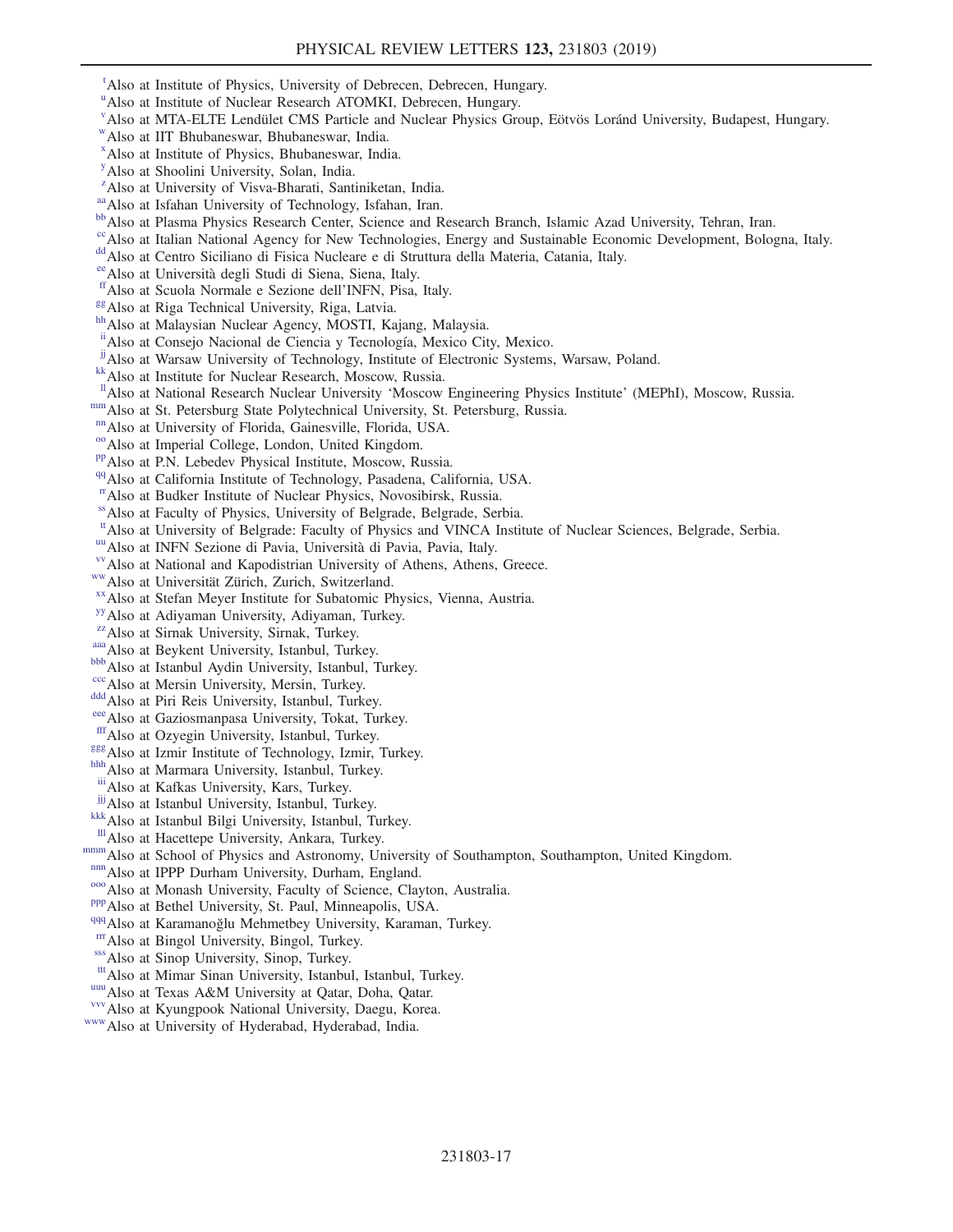[t]Also at Institute of Physics, University of Debrecen, Debrecen, Hungary.
[u]Also at Institute of Nuclear Research ATOMKI, Debrecen, Hungary.
[v]Also at MTA-ELTE Lendület CMS Particle and Nuclear Physics Group, Eötvös Loránd University, Budapest, Hungary.
[w]Also at IIT Bhubaneswar, Bhubaneswar, India.
[x]Also at Institute of Physics, Bhubaneswar, India.
[y]Also at Shoolini University, Solan, India.
[z]Also at University of Visva-Bharati, Santiniketan, India.
[aa]Also at Isfahan University of Technology, Isfahan, Iran.
[bb]Also at Plasma Physics Research Center, Science and Research Branch, Islamic Azad University, Tehran, Iran.
[cc]Also at Italian National Agency for New Technologies, Energy and Sustainable Economic Development, Bologna, Italy.
[dd]Also at Centro Siciliano di Fisica Nucleare e di Struttura della Materia, Catania, Italy.
[ee]Also at Università degli Studi di Siena, Siena, Italy.
[ff]Also at Scuola Normale e Sezione dell'INFN, Pisa, Italy.
[gg]Also at Riga Technical University, Riga, Latvia.
[hh]Also at Malaysian Nuclear Agency, MOSTI, Kajang, Malaysia.
[ii]Also at Consejo Nacional de Ciencia y Tecnología, Mexico City, Mexico.
[jj]Also at Warsaw University of Technology, Institute of Electronic Systems, Warsaw, Poland.
[kk]Also at Institute for Nuclear Research, Moscow, Russia.
[ll]Also at National Research Nuclear University 'Moscow Engineering Physics Institute' (MEPhI), Moscow, Russia.
[mm]Also at St. Petersburg State Polytechnical University, St. Petersburg, Russia.
[nn]Also at University of Florida, Gainesville, Florida, USA.
[oo]Also at Imperial College, London, United Kingdom.
[pp]Also at P.N. Lebedev Physical Institute, Moscow, Russia.
[qq]Also at California Institute of Technology, Pasadena, California, USA.
[rr]Also at Budker Institute of Nuclear Physics, Novosibirsk, Russia.
[ss]Also at Faculty of Physics, University of Belgrade, Belgrade, Serbia.
[tt]Also at University of Belgrade: Faculty of Physics and VINCA Institute of Nuclear Sciences, Belgrade, Serbia.
[uu]Also at INFN Sezione di Pavia, Università di Pavia, Pavia, Italy.
[vv]Also at National and Kapodistrian University of Athens, Athens, Greece.
[ww]Also at Universität Zürich, Zurich, Switzerland.
[xx]Also at Stefan Meyer Institute for Subatomic Physics, Vienna, Austria.
[yy]Also at Adiyaman University, Adiyaman, Turkey.
[zz]Also at Sirnak University, Sirnak, Turkey.
[aaa]Also at Beykent University, Istanbul, Turkey.
[bbb]Also at Istanbul Aydin University, Istanbul, Turkey.
[ccc]Also at Mersin University, Mersin, Turkey.
[ddd]Also at Piri Reis University, Istanbul, Turkey.
[eee]Also at Gaziosmanpasa University, Tokat, Turkey.
[fff]Also at Ozyegin University, Istanbul, Turkey.
[ggg]Also at Izmir Institute of Technology, Izmir, Turkey.
[hhh]Also at Marmara University, Istanbul, Turkey.
[iii]Also at Kafkas University, Kars, Turkey.
[jjj]Also at Istanbul University, Istanbul, Turkey.
[kkk]Also at Istanbul Bilgi University, Istanbul, Turkey.
[lll]Also at Hacettepe University, Ankara, Turkey.
[mmm]Also at School of Physics and Astronomy, University of Southampton, Southampton, United Kingdom.
[nnn]Also at IPPP Durham University, Durham, England.
[ooo]Also at Monash University, Faculty of Science, Clayton, Australia.
[ppp]Also at Bethel University, St. Paul, Minneapolis, USA.
[qqq]Also at Karamanoğlu Mehmetbey University, Karaman, Turkey.
[rrr]Also at Bingol University, Bingol, Turkey.
[sss]Also at Sinop University, Sinop, Turkey.
[ttt]Also at Mimar Sinan University, Istanbul, Istanbul, Turkey.
[uuu]Also at Texas A&M University at Qatar, Doha, Qatar.
[vvv]Also at Kyungpook National University, Daegu, Korea.
[www]Also at University of Hyderabad, Hyderabad, India.